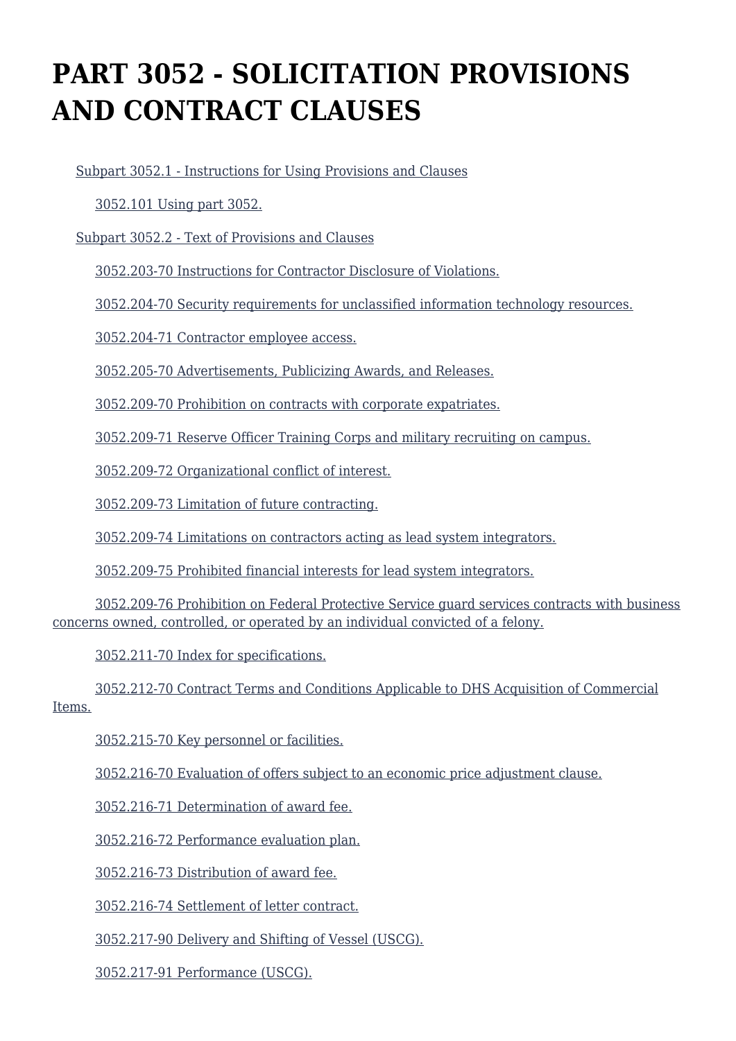# PART 3052 - SOLICITATION PROVISIONS AND CONTRACT CLAUSES

Subpart 3052.1 - Instructions for Using Provisions and Clauses

3052.101 Using part 3052.

Subpart 3052.2 - Text of Provisions and Clauses

3052.203-70 Instructions for Contractor Disclosure of Violations.

3052.204-70 Security requirements for unclassified information technology resources.

3052.204-71 Contractor employee access.

3052.205-70 Advertisements, Publicizing Awards, and Releases.

3052.209-70 Prohibition on contracts with corporate expatriates.

3052.209-71 Reserve Officer Training Corps and military recruiting on campus.

3052.209-72 Organizational conflict of interest.

3052.209-73 Limitation of future contracting.

3052.209-74 Limitations on contractors acting as lead system integrators.

3052.209-75 Prohibited financial interests for lead system integrators.

3052.209-76 Prohibition on Federal Protective Service guard services contracts with business concerns owned, controlled, or operated by an individual convicted of a felony.

3052.211-70 Index for specifications.

3052.212-70 Contract Terms and Conditions Applicable to DHS Acquisition of Commercial Items.

3052.215-70 Key personnel or facilities.

3052.216-70 Evaluation of offers subject to an economic price adjustment clause.

3052.216-71 Determination of award fee.

3052.216-72 Performance evaluation plan.

3052.216-73 Distribution of award fee.

3052.216-74 Settlement of letter contract.

3052.217-90 Delivery and Shifting of Vessel (USCG).

3052.217-91 Performance (USCG).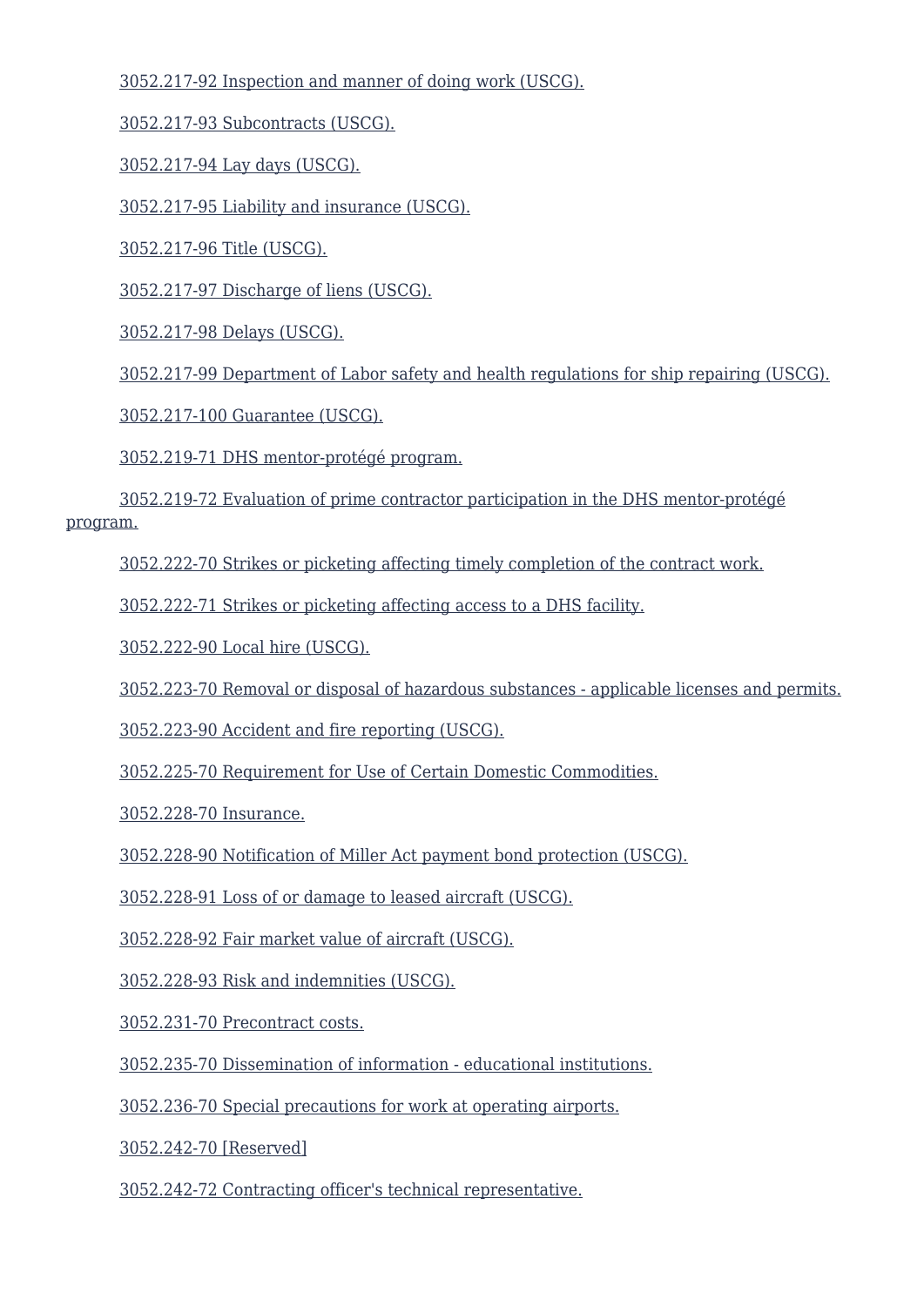3052.217-92 Inspection and manner of doing work (USCG).

3052.217-93 Subcontracts (USCG).

3052.217-94 Lay days (USCG).

3052.217-95 Liability and insurance (USCG).

3052.217-96 Title (USCG).

3052.217-97 Discharge of liens (USCG).

3052.217-98 Delays (USCG).

3052.217-99 Department of Labor safety and health regulations for ship repairing (USCG).

3052.217-100 Guarantee (USCG).

3052.219-71 DHS mentor-protégé program.

3052.219-72 Evaluation of prime contractor participation in the DHS mentor-protégé program.

3052.222-70 Strikes or picketing affecting timely completion of the contract work.

3052.222-71 Strikes or picketing affecting access to a DHS facility.

3052.222-90 Local hire (USCG).

3052.223-70 Removal or disposal of hazardous substances - applicable licenses and permits.

3052.223-90 Accident and fire reporting (USCG).

3052.225-70 Requirement for Use of Certain Domestic Commodities.

3052.228-70 Insurance.

3052.228-90 Notification of Miller Act payment bond protection (USCG).

3052.228-91 Loss of or damage to leased aircraft (USCG).

3052.228-92 Fair market value of aircraft (USCG).

3052.228-93 Risk and indemnities (USCG).

3052.231-70 Precontract costs.

3052.235-70 Dissemination of information - educational institutions.

3052.236-70 Special precautions for work at operating airports.

3052.242-70 [Reserved]

3052.242-72 Contracting officer's technical representative.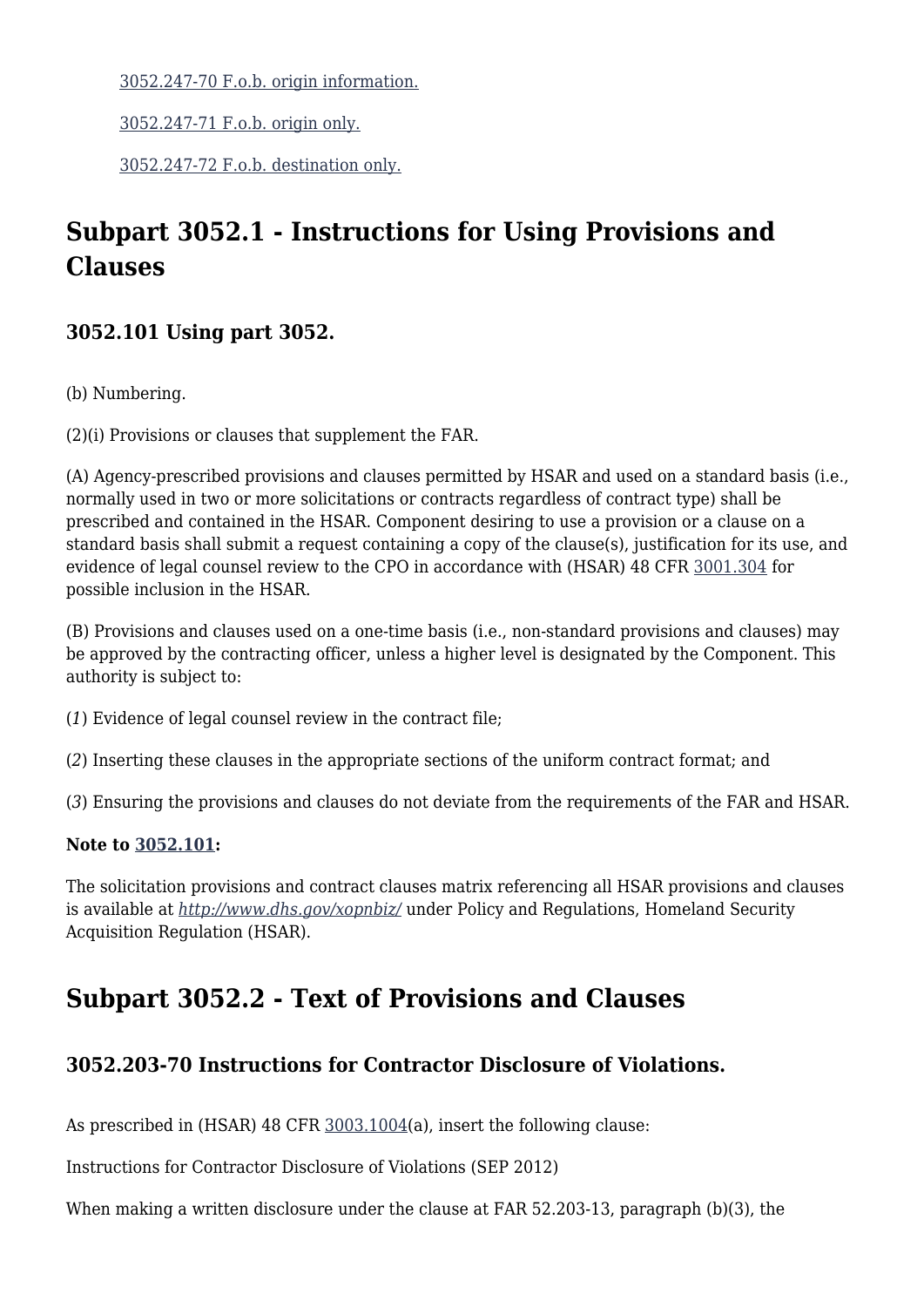[3052.247-70 F.o.b. origin information.](#)

[3052.247-71 F.o.b. origin only.](#)

[3052.247-72 F.o.b. destination only.](#)

## Subpart 3052.1 - Instructions for Using Provisions and Clauses

### 3052.101 Using part 3052.

(b) Numbering.

(2)(i) Provisions or clauses that supplement the FAR.

(A) Agency-prescribed provisions and clauses permitted by HSAR and used on a standard basis (i.e., normally used in two or more solicitations or contracts regardless of contract type) shall be prescribed and contained in the HSAR. Component desiring to use a provision or a clause on a standard basis shall submit a request containing a copy of the clause(s), justification for its use, and evidence of legal counsel review to the CPO in accordance with (HSAR) 48 CFR 3001.304 for possible inclusion in the HSAR.

(B) Provisions and clauses used on a one-time basis (i.e., non-standard provisions and clauses) may be approved by the contracting officer, unless a higher level is designated by the Component. This authority is subject to:

(*1*) Evidence of legal counsel review in the contract file;

(*2*) Inserting these clauses in the appropriate sections of the uniform contract format; and

(*3*) Ensuring the provisions and clauses do not deviate from the requirements of the FAR and HSAR.

**Note to 3052.101:**

The solicitation provisions and contract clauses matrix referencing all HSAR provisions and clauses is available at *http://www.dhs.gov/xopnbiz/* under Policy and Regulations, Homeland Security Acquisition Regulation (HSAR).

## Subpart 3052.2 - Text of Provisions and Clauses

### 3052.203-70 Instructions for Contractor Disclosure of Violations.

As prescribed in (HSAR) 48 CFR 3003.1004(a), insert the following clause:

Instructions for Contractor Disclosure of Violations (SEP 2012)

When making a written disclosure under the clause at FAR 52.203-13, paragraph (b)(3), the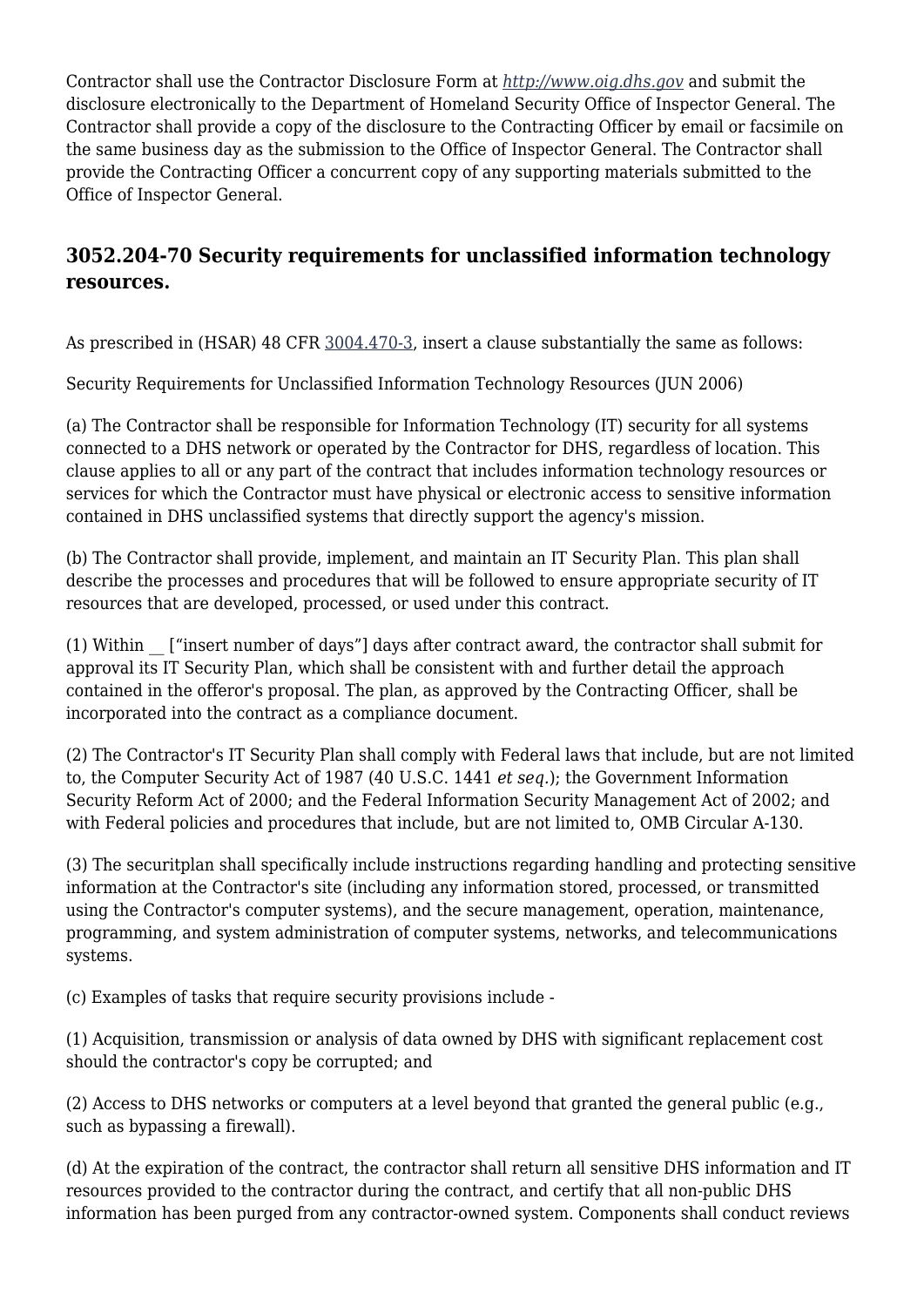Contractor shall use the Contractor Disclosure Form at *http://www.oig.dhs.gov* and submit the disclosure electronically to the Department of Homeland Security Office of Inspector General. The Contractor shall provide a copy of the disclosure to the Contracting Officer by email or facsimile on the same business day as the submission to the Office of Inspector General. The Contractor shall provide the Contracting Officer a concurrent copy of any supporting materials submitted to the Office of Inspector General.

## 3052.204-70 Security requirements for unclassified information technology resources.

As prescribed in (HSAR) 48 CFR 3004.470-3, insert a clause substantially the same as follows:

Security Requirements for Unclassified Information Technology Resources (JUN 2006)

(a) The Contractor shall be responsible for Information Technology (IT) security for all systems connected to a DHS network or operated by the Contractor for DHS, regardless of location. This clause applies to all or any part of the contract that includes information technology resources or services for which the Contractor must have physical or electronic access to sensitive information contained in DHS unclassified systems that directly support the agency's mission.

(b) The Contractor shall provide, implement, and maintain an IT Security Plan. This plan shall describe the processes and procedures that will be followed to ensure appropriate security of IT resources that are developed, processed, or used under this contract.

(1) Within __ ["insert number of days"] days after contract award, the contractor shall submit for approval its IT Security Plan, which shall be consistent with and further detail the approach contained in the offeror's proposal. The plan, as approved by the Contracting Officer, shall be incorporated into the contract as a compliance document.

(2) The Contractor's IT Security Plan shall comply with Federal laws that include, but are not limited to, the Computer Security Act of 1987 (40 U.S.C. 1441 *et seq.*); the Government Information Security Reform Act of 2000; and the Federal Information Security Management Act of 2002; and with Federal policies and procedures that include, but are not limited to, OMB Circular A-130.

(3) The securitplan shall specifically include instructions regarding handling and protecting sensitive information at the Contractor's site (including any information stored, processed, or transmitted using the Contractor's computer systems), and the secure management, operation, maintenance, programming, and system administration of computer systems, networks, and telecommunications systems.

(c) Examples of tasks that require security provisions include -

(1) Acquisition, transmission or analysis of data owned by DHS with significant replacement cost should the contractor's copy be corrupted; and

(2) Access to DHS networks or computers at a level beyond that granted the general public (e.g., such as bypassing a firewall).

(d) At the expiration of the contract, the contractor shall return all sensitive DHS information and IT resources provided to the contractor during the contract, and certify that all non-public DHS information has been purged from any contractor-owned system. Components shall conduct reviews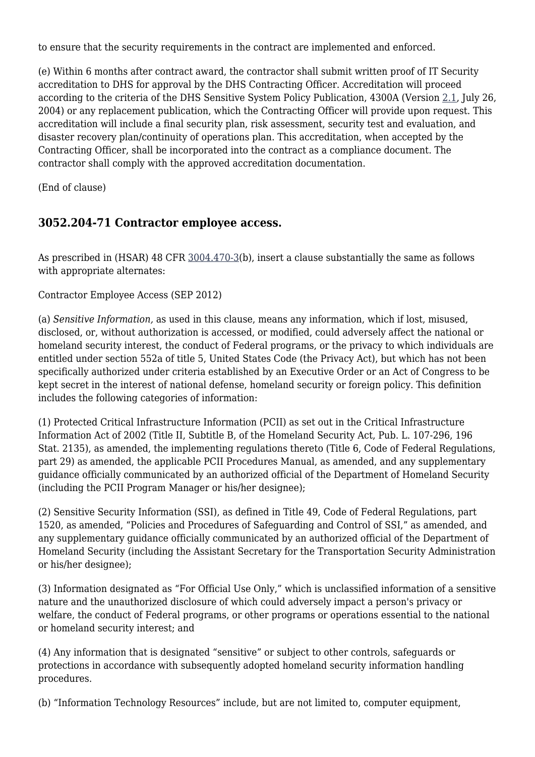to ensure that the security requirements in the contract are implemented and enforced.

(e) Within 6 months after contract award, the contractor shall submit written proof of IT Security accreditation to DHS for approval by the DHS Contracting Officer. Accreditation will proceed according to the criteria of the DHS Sensitive System Policy Publication, 4300A (Version 2.1, July 26, 2004) or any replacement publication, which the Contracting Officer will provide upon request. This accreditation will include a final security plan, risk assessment, security test and evaluation, and disaster recovery plan/continuity of operations plan. This accreditation, when accepted by the Contracting Officer, shall be incorporated into the contract as a compliance document. The contractor shall comply with the approved accreditation documentation.

(End of clause)

## 3052.204-71 Contractor employee access.

As prescribed in (HSAR) 48 CFR 3004.470-3(b), insert a clause substantially the same as follows with appropriate alternates:

Contractor Employee Access (SEP 2012)

(a) *Sensitive Information,* as used in this clause, means any information, which if lost, misused, disclosed, or, without authorization is accessed, or modified, could adversely affect the national or homeland security interest, the conduct of Federal programs, or the privacy to which individuals are entitled under section 552a of title 5, United States Code (the Privacy Act), but which has not been specifically authorized under criteria established by an Executive Order or an Act of Congress to be kept secret in the interest of national defense, homeland security or foreign policy. This definition includes the following categories of information:

(1) Protected Critical Infrastructure Information (PCII) as set out in the Critical Infrastructure Information Act of 2002 (Title II, Subtitle B, of the Homeland Security Act, Pub. L. 107-296, 196 Stat. 2135), as amended, the implementing regulations thereto (Title 6, Code of Federal Regulations, part 29) as amended, the applicable PCII Procedures Manual, as amended, and any supplementary guidance officially communicated by an authorized official of the Department of Homeland Security (including the PCII Program Manager or his/her designee);

(2) Sensitive Security Information (SSI), as defined in Title 49, Code of Federal Regulations, part 1520, as amended, “Policies and Procedures of Safeguarding and Control of SSI,” as amended, and any supplementary guidance officially communicated by an authorized official of the Department of Homeland Security (including the Assistant Secretary for the Transportation Security Administration or his/her designee);

(3) Information designated as “For Official Use Only,” which is unclassified information of a sensitive nature and the unauthorized disclosure of which could adversely impact a person's privacy or welfare, the conduct of Federal programs, or other programs or operations essential to the national or homeland security interest; and

(4) Any information that is designated “sensitive” or subject to other controls, safeguards or protections in accordance with subsequently adopted homeland security information handling procedures.

(b) “Information Technology Resources” include, but are not limited to, computer equipment,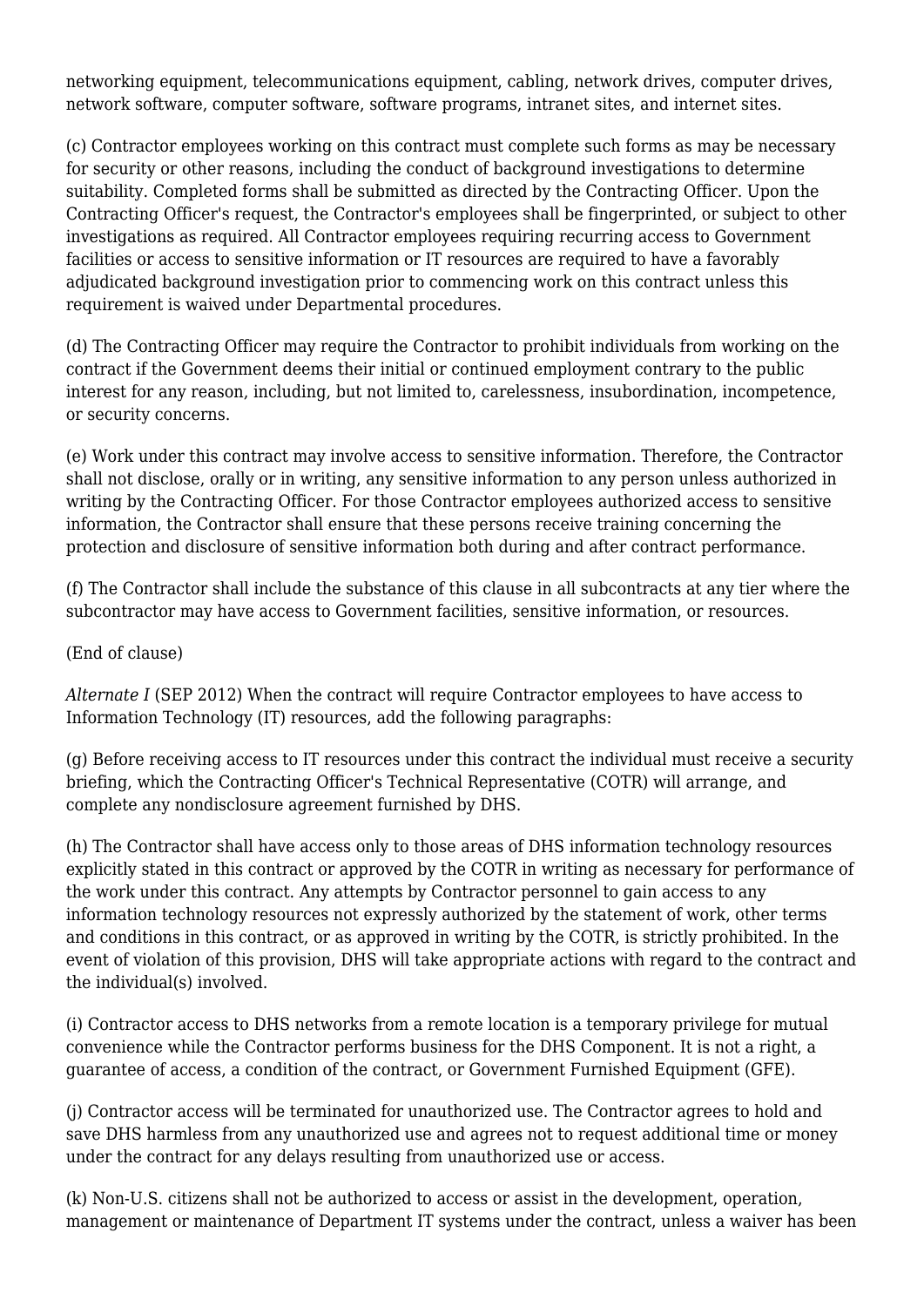networking equipment, telecommunications equipment, cabling, network drives, computer drives, network software, computer software, software programs, intranet sites, and internet sites.

(c) Contractor employees working on this contract must complete such forms as may be necessary for security or other reasons, including the conduct of background investigations to determine suitability. Completed forms shall be submitted as directed by the Contracting Officer. Upon the Contracting Officer's request, the Contractor's employees shall be fingerprinted, or subject to other investigations as required. All Contractor employees requiring recurring access to Government facilities or access to sensitive information or IT resources are required to have a favorably adjudicated background investigation prior to commencing work on this contract unless this requirement is waived under Departmental procedures.

(d) The Contracting Officer may require the Contractor to prohibit individuals from working on the contract if the Government deems their initial or continued employment contrary to the public interest for any reason, including, but not limited to, carelessness, insubordination, incompetence, or security concerns.

(e) Work under this contract may involve access to sensitive information. Therefore, the Contractor shall not disclose, orally or in writing, any sensitive information to any person unless authorized in writing by the Contracting Officer. For those Contractor employees authorized access to sensitive information, the Contractor shall ensure that these persons receive training concerning the protection and disclosure of sensitive information both during and after contract performance.

(f) The Contractor shall include the substance of this clause in all subcontracts at any tier where the subcontractor may have access to Government facilities, sensitive information, or resources.

(End of clause)

*Alternate I* (SEP 2012) When the contract will require Contractor employees to have access to Information Technology (IT) resources, add the following paragraphs:

(g) Before receiving access to IT resources under this contract the individual must receive a security briefing, which the Contracting Officer's Technical Representative (COTR) will arrange, and complete any nondisclosure agreement furnished by DHS.

(h) The Contractor shall have access only to those areas of DHS information technology resources explicitly stated in this contract or approved by the COTR in writing as necessary for performance of the work under this contract. Any attempts by Contractor personnel to gain access to any information technology resources not expressly authorized by the statement of work, other terms and conditions in this contract, or as approved in writing by the COTR, is strictly prohibited. In the event of violation of this provision, DHS will take appropriate actions with regard to the contract and the individual(s) involved.

(i) Contractor access to DHS networks from a remote location is a temporary privilege for mutual convenience while the Contractor performs business for the DHS Component. It is not a right, a guarantee of access, a condition of the contract, or Government Furnished Equipment (GFE).

(j) Contractor access will be terminated for unauthorized use. The Contractor agrees to hold and save DHS harmless from any unauthorized use and agrees not to request additional time or money under the contract for any delays resulting from unauthorized use or access.

(k) Non-U.S. citizens shall not be authorized to access or assist in the development, operation, management or maintenance of Department IT systems under the contract, unless a waiver has been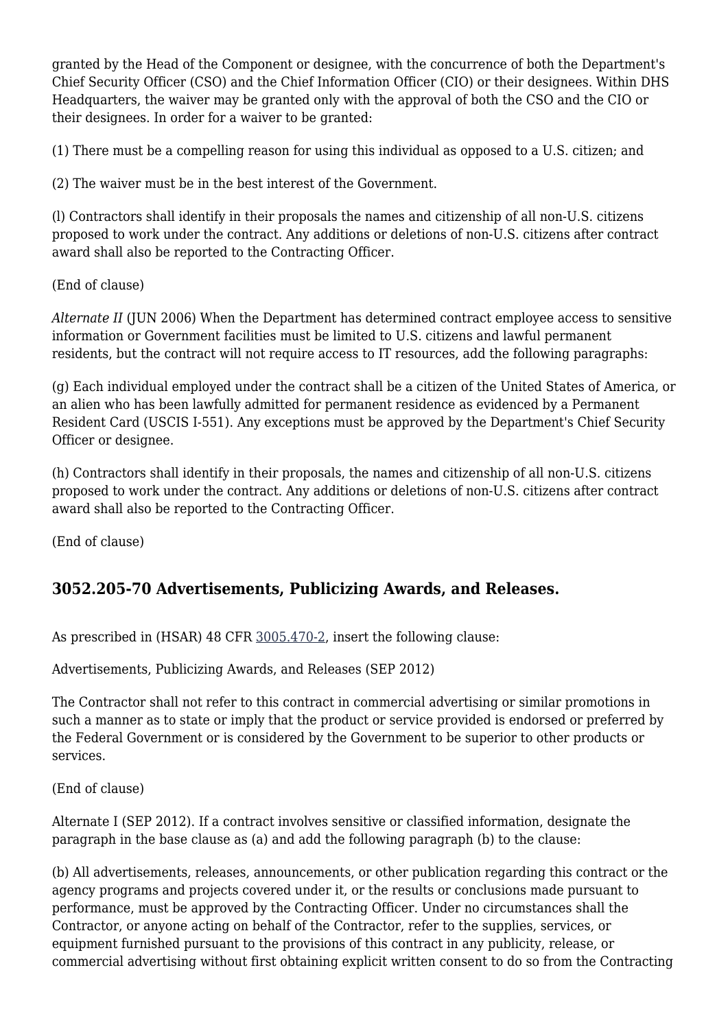granted by the Head of the Component or designee, with the concurrence of both the Department's Chief Security Officer (CSO) and the Chief Information Officer (CIO) or their designees. Within DHS Headquarters, the waiver may be granted only with the approval of both the CSO and the CIO or their designees. In order for a waiver to be granted:

(1) There must be a compelling reason for using this individual as opposed to a U.S. citizen; and

(2) The waiver must be in the best interest of the Government.

(l) Contractors shall identify in their proposals the names and citizenship of all non-U.S. citizens proposed to work under the contract. Any additions or deletions of non-U.S. citizens after contract award shall also be reported to the Contracting Officer.

(End of clause)

*Alternate II* (JUN 2006) When the Department has determined contract employee access to sensitive information or Government facilities must be limited to U.S. citizens and lawful permanent residents, but the contract will not require access to IT resources, add the following paragraphs:

(g) Each individual employed under the contract shall be a citizen of the United States of America, or an alien who has been lawfully admitted for permanent residence as evidenced by a Permanent Resident Card (USCIS I-551). Any exceptions must be approved by the Department's Chief Security Officer or designee.

(h) Contractors shall identify in their proposals, the names and citizenship of all non-U.S. citizens proposed to work under the contract. Any additions or deletions of non-U.S. citizens after contract award shall also be reported to the Contracting Officer.

(End of clause)

## 3052.205-70 Advertisements, Publicizing Awards, and Releases.

As prescribed in (HSAR) 48 CFR 3005.470-2, insert the following clause:

Advertisements, Publicizing Awards, and Releases (SEP 2012)

The Contractor shall not refer to this contract in commercial advertising or similar promotions in such a manner as to state or imply that the product or service provided is endorsed or preferred by the Federal Government or is considered by the Government to be superior to other products or services.

(End of clause)

Alternate I (SEP 2012). If a contract involves sensitive or classified information, designate the paragraph in the base clause as (a) and add the following paragraph (b) to the clause:

(b) All advertisements, releases, announcements, or other publication regarding this contract or the agency programs and projects covered under it, or the results or conclusions made pursuant to performance, must be approved by the Contracting Officer. Under no circumstances shall the Contractor, or anyone acting on behalf of the Contractor, refer to the supplies, services, or equipment furnished pursuant to the provisions of this contract in any publicity, release, or commercial advertising without first obtaining explicit written consent to do so from the Contracting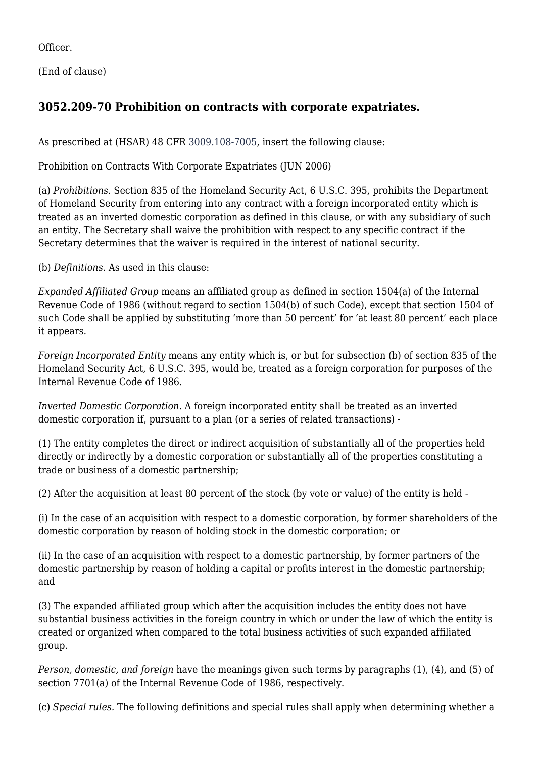Officer.

(End of clause)

### 3052.209-70 Prohibition on contracts with corporate expatriates.

As prescribed at (HSAR) 48 CFR 3009.108-7005, insert the following clause:

Prohibition on Contracts With Corporate Expatriates (JUN 2006)

(a) *Prohibitions.* Section 835 of the Homeland Security Act, 6 U.S.C. 395, prohibits the Department of Homeland Security from entering into any contract with a foreign incorporated entity which is treated as an inverted domestic corporation as defined in this clause, or with any subsidiary of such an entity. The Secretary shall waive the prohibition with respect to any specific contract if the Secretary determines that the waiver is required in the interest of national security.

(b) *Definitions.* As used in this clause:

*Expanded Affiliated Group* means an affiliated group as defined in section 1504(a) of the Internal Revenue Code of 1986 (without regard to section 1504(b) of such Code), except that section 1504 of such Code shall be applied by substituting 'more than 50 percent' for 'at least 80 percent' each place it appears.

*Foreign Incorporated Entity* means any entity which is, or but for subsection (b) of section 835 of the Homeland Security Act, 6 U.S.C. 395, would be, treated as a foreign corporation for purposes of the Internal Revenue Code of 1986.

*Inverted Domestic Corporation.* A foreign incorporated entity shall be treated as an inverted domestic corporation if, pursuant to a plan (or a series of related transactions) -

(1) The entity completes the direct or indirect acquisition of substantially all of the properties held directly or indirectly by a domestic corporation or substantially all of the properties constituting a trade or business of a domestic partnership;

(2) After the acquisition at least 80 percent of the stock (by vote or value) of the entity is held -

(i) In the case of an acquisition with respect to a domestic corporation, by former shareholders of the domestic corporation by reason of holding stock in the domestic corporation; or

(ii) In the case of an acquisition with respect to a domestic partnership, by former partners of the domestic partnership by reason of holding a capital or profits interest in the domestic partnership; and

(3) The expanded affiliated group which after the acquisition includes the entity does not have substantial business activities in the foreign country in which or under the law of which the entity is created or organized when compared to the total business activities of such expanded affiliated group.

*Person, domestic, and foreign* have the meanings given such terms by paragraphs (1), (4), and (5) of section 7701(a) of the Internal Revenue Code of 1986, respectively.

(c) *Special rules.* The following definitions and special rules shall apply when determining whether a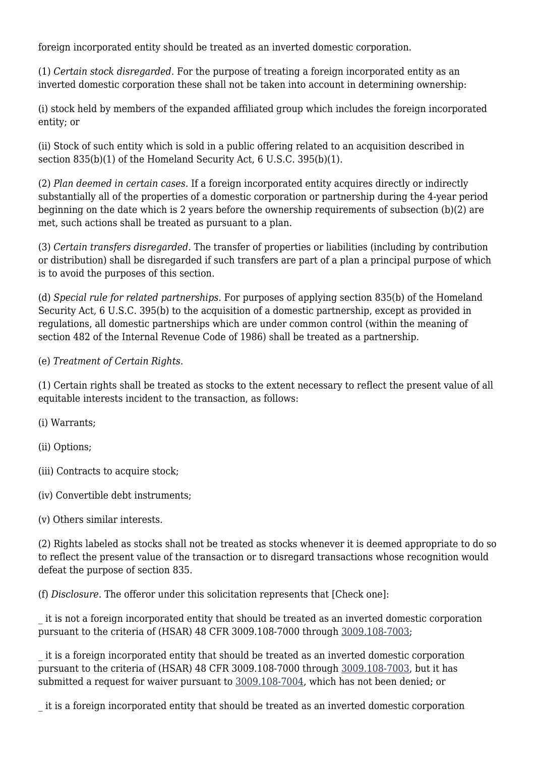foreign incorporated entity should be treated as an inverted domestic corporation.

(1) *Certain stock disregarded.* For the purpose of treating a foreign incorporated entity as an inverted domestic corporation these shall not be taken into account in determining ownership:

(i) stock held by members of the expanded affiliated group which includes the foreign incorporated entity; or

(ii) Stock of such entity which is sold in a public offering related to an acquisition described in section 835(b)(1) of the Homeland Security Act, 6 U.S.C. 395(b)(1).

(2) *Plan deemed in certain cases.* If a foreign incorporated entity acquires directly or indirectly substantially all of the properties of a domestic corporation or partnership during the 4-year period beginning on the date which is 2 years before the ownership requirements of subsection (b)(2) are met, such actions shall be treated as pursuant to a plan.

(3) *Certain transfers disregarded.* The transfer of properties or liabilities (including by contribution or distribution) shall be disregarded if such transfers are part of a plan a principal purpose of which is to avoid the purposes of this section.

(d) *Special rule for related partnerships.* For purposes of applying section 835(b) of the Homeland Security Act, 6 U.S.C. 395(b) to the acquisition of a domestic partnership, except as provided in regulations, all domestic partnerships which are under common control (within the meaning of section 482 of the Internal Revenue Code of 1986) shall be treated as a partnership.

(e) *Treatment of Certain Rights.*

(1) Certain rights shall be treated as stocks to the extent necessary to reflect the present value of all equitable interests incident to the transaction, as follows:

(i) Warrants;

(ii) Options;

(iii) Contracts to acquire stock;

(iv) Convertible debt instruments;

(v) Others similar interests.

(2) Rights labeled as stocks shall not be treated as stocks whenever it is deemed appropriate to do so to reflect the present value of the transaction or to disregard transactions whose recognition would defeat the purpose of section 835.

(f) *Disclosure.* The offeror under this solicitation represents that [Check one]:

_ it is not a foreign incorporated entity that should be treated as an inverted domestic corporation pursuant to the criteria of (HSAR) 48 CFR 3009.108-7000 through 3009.108-7003;

_ it is a foreign incorporated entity that should be treated as an inverted domestic corporation pursuant to the criteria of (HSAR) 48 CFR 3009.108-7000 through 3009.108-7003, but it has submitted a request for waiver pursuant to 3009.108-7004, which has not been denied; or

_ it is a foreign incorporated entity that should be treated as an inverted domestic corporation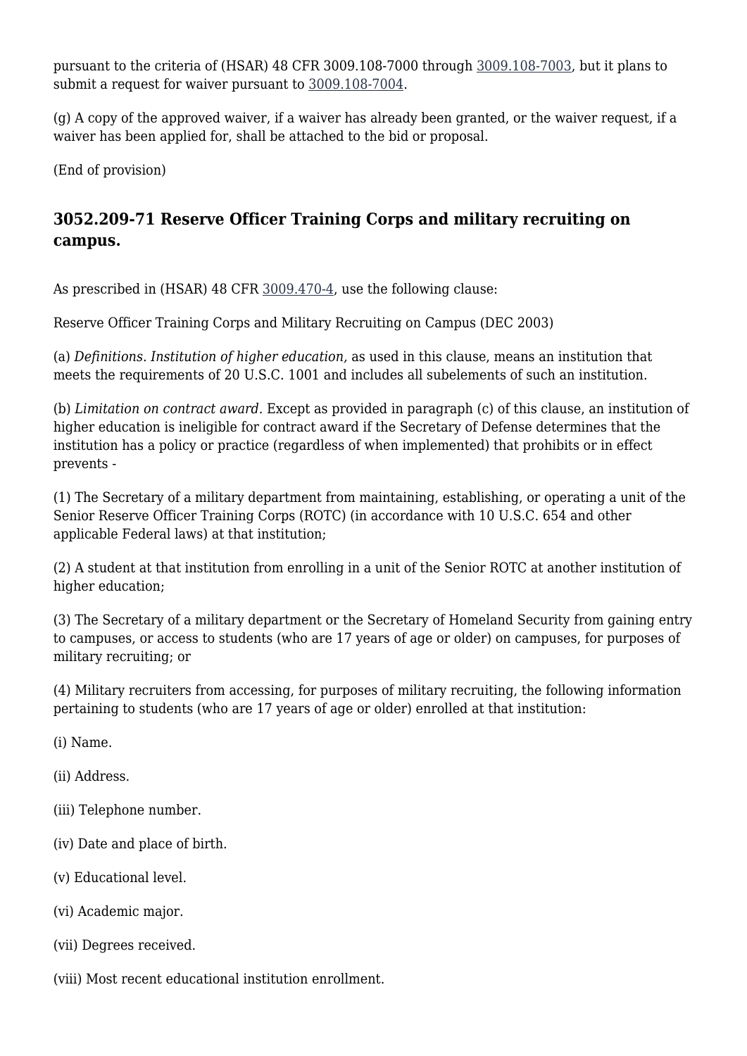pursuant to the criteria of (HSAR) 48 CFR 3009.108-7000 through 3009.108-7003, but it plans to submit a request for waiver pursuant to 3009.108-7004.

(g) A copy of the approved waiver, if a waiver has already been granted, or the waiver request, if a waiver has been applied for, shall be attached to the bid or proposal.

(End of provision)

### 3052.209-71 Reserve Officer Training Corps and military recruiting on campus.

As prescribed in (HSAR) 48 CFR 3009.470-4, use the following clause:

Reserve Officer Training Corps and Military Recruiting on Campus (DEC 2003)

(a) *Definitions. Institution of higher education,* as used in this clause, means an institution that meets the requirements of 20 U.S.C. 1001 and includes all subelements of such an institution.

(b) *Limitation on contract award.* Except as provided in paragraph (c) of this clause, an institution of higher education is ineligible for contract award if the Secretary of Defense determines that the institution has a policy or practice (regardless of when implemented) that prohibits or in effect prevents -

(1) The Secretary of a military department from maintaining, establishing, or operating a unit of the Senior Reserve Officer Training Corps (ROTC) (in accordance with 10 U.S.C. 654 and other applicable Federal laws) at that institution;

(2) A student at that institution from enrolling in a unit of the Senior ROTC at another institution of higher education;

(3) The Secretary of a military department or the Secretary of Homeland Security from gaining entry to campuses, or access to students (who are 17 years of age or older) on campuses, for purposes of military recruiting; or

(4) Military recruiters from accessing, for purposes of military recruiting, the following information pertaining to students (who are 17 years of age or older) enrolled at that institution:

(i) Name.

(ii) Address.

(iii) Telephone number.

(iv) Date and place of birth.

(v) Educational level.

(vi) Academic major.

(vii) Degrees received.

(viii) Most recent educational institution enrollment.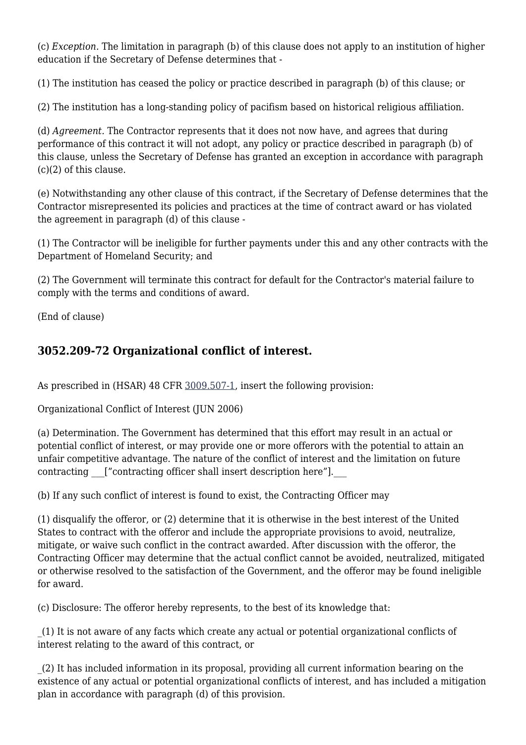(c) *Exception.* The limitation in paragraph (b) of this clause does not apply to an institution of higher education if the Secretary of Defense determines that -

(1) The institution has ceased the policy or practice described in paragraph (b) of this clause; or

(2) The institution has a long-standing policy of pacifism based on historical religious affiliation.

(d) *Agreement.* The Contractor represents that it does not now have, and agrees that during performance of this contract it will not adopt, any policy or practice described in paragraph (b) of this clause, unless the Secretary of Defense has granted an exception in accordance with paragraph (c)(2) of this clause.

(e) Notwithstanding any other clause of this contract, if the Secretary of Defense determines that the Contractor misrepresented its policies and practices at the time of contract award or has violated the agreement in paragraph (d) of this clause -

(1) The Contractor will be ineligible for further payments under this and any other contracts with the Department of Homeland Security; and

(2) The Government will terminate this contract for default for the Contractor's material failure to comply with the terms and conditions of award.

(End of clause)

## 3052.209-72 Organizational conflict of interest.

As prescribed in (HSAR) 48 CFR 3009.507-1, insert the following provision:

Organizational Conflict of Interest (JUN 2006)

(a) Determination. The Government has determined that this effort may result in an actual or potential conflict of interest, or may provide one or more offerors with the potential to attain an unfair competitive advantage. The nature of the conflict of interest and the limitation on future contracting ___[”contracting officer shall insert description here”].___

(b) If any such conflict of interest is found to exist, the Contracting Officer may

(1) disqualify the offeror, or (2) determine that it is otherwise in the best interest of the United States to contract with the offeror and include the appropriate provisions to avoid, neutralize, mitigate, or waive such conflict in the contract awarded. After discussion with the offeror, the Contracting Officer may determine that the actual conflict cannot be avoided, neutralized, mitigated or otherwise resolved to the satisfaction of the Government, and the offeror may be found ineligible for award.

(c) Disclosure: The offeror hereby represents, to the best of its knowledge that:

_(1) It is not aware of any facts which create any actual or potential organizational conflicts of interest relating to the award of this contract, or

_(2) It has included information in its proposal, providing all current information bearing on the existence of any actual or potential organizational conflicts of interest, and has included a mitigation plan in accordance with paragraph (d) of this provision.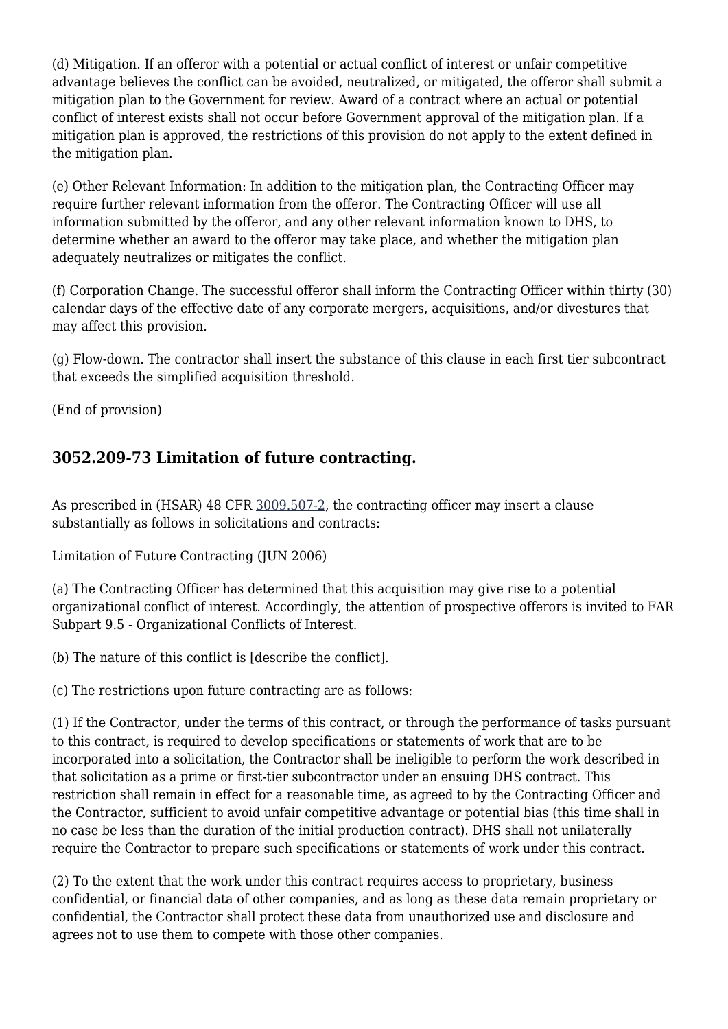(d) Mitigation. If an offeror with a potential or actual conflict of interest or unfair competitive advantage believes the conflict can be avoided, neutralized, or mitigated, the offeror shall submit a mitigation plan to the Government for review. Award of a contract where an actual or potential conflict of interest exists shall not occur before Government approval of the mitigation plan. If a mitigation plan is approved, the restrictions of this provision do not apply to the extent defined in the mitigation plan.

(e) Other Relevant Information: In addition to the mitigation plan, the Contracting Officer may require further relevant information from the offeror. The Contracting Officer will use all information submitted by the offeror, and any other relevant information known to DHS, to determine whether an award to the offeror may take place, and whether the mitigation plan adequately neutralizes or mitigates the conflict.

(f) Corporation Change. The successful offeror shall inform the Contracting Officer within thirty (30) calendar days of the effective date of any corporate mergers, acquisitions, and/or divestures that may affect this provision.

(g) Flow-down. The contractor shall insert the substance of this clause in each first tier subcontract that exceeds the simplified acquisition threshold.

(End of provision)

### 3052.209-73 Limitation of future contracting.

As prescribed in (HSAR) 48 CFR 3009.507-2, the contracting officer may insert a clause substantially as follows in solicitations and contracts:

Limitation of Future Contracting (JUN 2006)

(a) The Contracting Officer has determined that this acquisition may give rise to a potential organizational conflict of interest. Accordingly, the attention of prospective offerors is invited to FAR Subpart 9.5 - Organizational Conflicts of Interest.

(b) The nature of this conflict is [describe the conflict].

(c) The restrictions upon future contracting are as follows:

(1) If the Contractor, under the terms of this contract, or through the performance of tasks pursuant to this contract, is required to develop specifications or statements of work that are to be incorporated into a solicitation, the Contractor shall be ineligible to perform the work described in that solicitation as a prime or first-tier subcontractor under an ensuing DHS contract. This restriction shall remain in effect for a reasonable time, as agreed to by the Contracting Officer and the Contractor, sufficient to avoid unfair competitive advantage or potential bias (this time shall in no case be less than the duration of the initial production contract). DHS shall not unilaterally require the Contractor to prepare such specifications or statements of work under this contract.

(2) To the extent that the work under this contract requires access to proprietary, business confidential, or financial data of other companies, and as long as these data remain proprietary or confidential, the Contractor shall protect these data from unauthorized use and disclosure and agrees not to use them to compete with those other companies.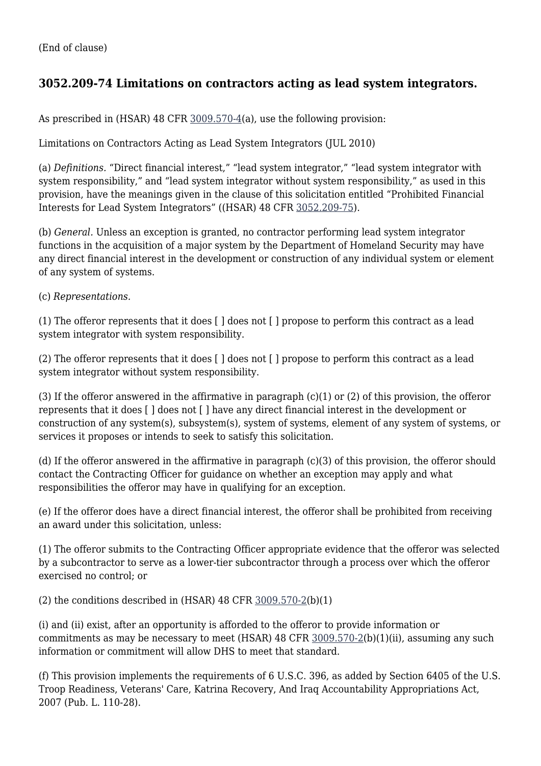(End of clause)

### 3052.209-74 Limitations on contractors acting as lead system integrators.

As prescribed in (HSAR) 48 CFR 3009.570-4(a), use the following provision:

Limitations on Contractors Acting as Lead System Integrators (JUL 2010)

(a) *Definitions.* “Direct financial interest,” “lead system integrator,” “lead system integrator with system responsibility,” and “lead system integrator without system responsibility,” as used in this provision, have the meanings given in the clause of this solicitation entitled “Prohibited Financial Interests for Lead System Integrators” ((HSAR) 48 CFR 3052.209-75).

(b) *General.* Unless an exception is granted, no contractor performing lead system integrator functions in the acquisition of a major system by the Department of Homeland Security may have any direct financial interest in the development or construction of any individual system or element of any system of systems.

(c) *Representations.*

(1) The offeror represents that it does [ ] does not [ ] propose to perform this contract as a lead system integrator with system responsibility.

(2) The offeror represents that it does [ ] does not [ ] propose to perform this contract as a lead system integrator without system responsibility.

(3) If the offeror answered in the affirmative in paragraph (c)(1) or (2) of this provision, the offeror represents that it does [ ] does not [ ] have any direct financial interest in the development or construction of any system(s), subsystem(s), system of systems, element of any system of systems, or services it proposes or intends to seek to satisfy this solicitation.

(d) If the offeror answered in the affirmative in paragraph (c)(3) of this provision, the offeror should contact the Contracting Officer for guidance on whether an exception may apply and what responsibilities the offeror may have in qualifying for an exception.

(e) If the offeror does have a direct financial interest, the offeror shall be prohibited from receiving an award under this solicitation, unless:

(1) The offeror submits to the Contracting Officer appropriate evidence that the offeror was selected by a subcontractor to serve as a lower-tier subcontractor through a process over which the offeror exercised no control; or

(2) the conditions described in (HSAR) 48 CFR 3009.570-2(b)(1)

(i) and (ii) exist, after an opportunity is afforded to the offeror to provide information or commitments as may be necessary to meet (HSAR) 48 CFR 3009.570-2(b)(1)(ii), assuming any such information or commitment will allow DHS to meet that standard.

(f) This provision implements the requirements of 6 U.S.C. 396, as added by Section 6405 of the U.S. Troop Readiness, Veterans' Care, Katrina Recovery, And Iraq Accountability Appropriations Act, 2007 (Pub. L. 110-28).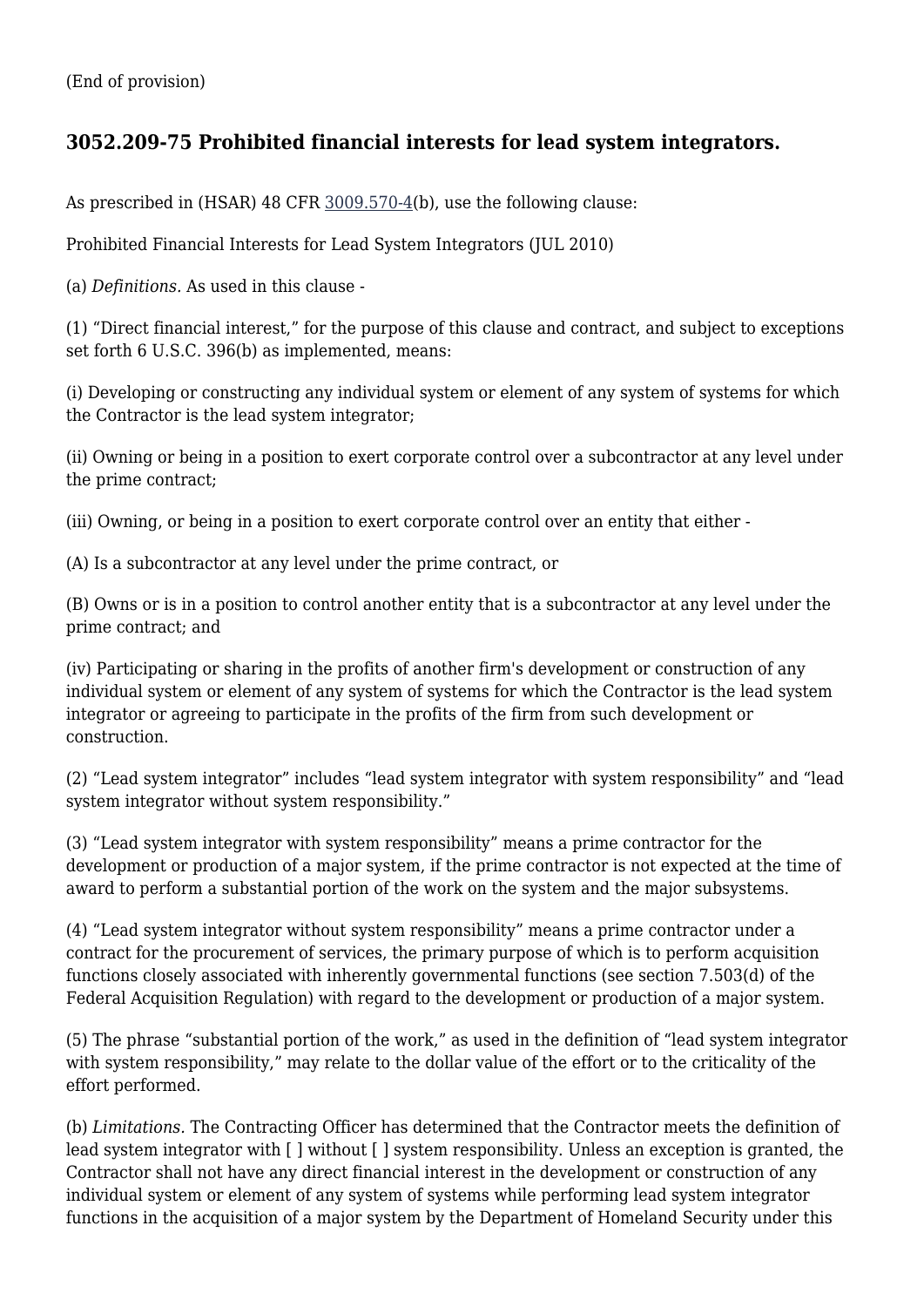(End of provision)

## 3052.209-75 Prohibited financial interests for lead system integrators.

As prescribed in (HSAR) 48 CFR 3009.570-4(b), use the following clause:

Prohibited Financial Interests for Lead System Integrators (JUL 2010)

(a) *Definitions.* As used in this clause -

(1) “Direct financial interest,” for the purpose of this clause and contract, and subject to exceptions set forth 6 U.S.C. 396(b) as implemented, means:

(i) Developing or constructing any individual system or element of any system of systems for which the Contractor is the lead system integrator;

(ii) Owning or being in a position to exert corporate control over a subcontractor at any level under the prime contract;

(iii) Owning, or being in a position to exert corporate control over an entity that either -

(A) Is a subcontractor at any level under the prime contract, or

(B) Owns or is in a position to control another entity that is a subcontractor at any level under the prime contract; and

(iv) Participating or sharing in the profits of another firm's development or construction of any individual system or element of any system of systems for which the Contractor is the lead system integrator or agreeing to participate in the profits of the firm from such development or construction.

(2) “Lead system integrator” includes “lead system integrator with system responsibility” and “lead system integrator without system responsibility.”

(3) “Lead system integrator with system responsibility” means a prime contractor for the development or production of a major system, if the prime contractor is not expected at the time of award to perform a substantial portion of the work on the system and the major subsystems.

(4) “Lead system integrator without system responsibility” means a prime contractor under a contract for the procurement of services, the primary purpose of which is to perform acquisition functions closely associated with inherently governmental functions (see section 7.503(d) of the Federal Acquisition Regulation) with regard to the development or production of a major system.

(5) The phrase “substantial portion of the work,” as used in the definition of “lead system integrator with system responsibility,” may relate to the dollar value of the effort or to the criticality of the effort performed.

(b) *Limitations.* The Contracting Officer has determined that the Contractor meets the definition of lead system integrator with [ ] without [ ] system responsibility. Unless an exception is granted, the Contractor shall not have any direct financial interest in the development or construction of any individual system or element of any system of systems while performing lead system integrator functions in the acquisition of a major system by the Department of Homeland Security under this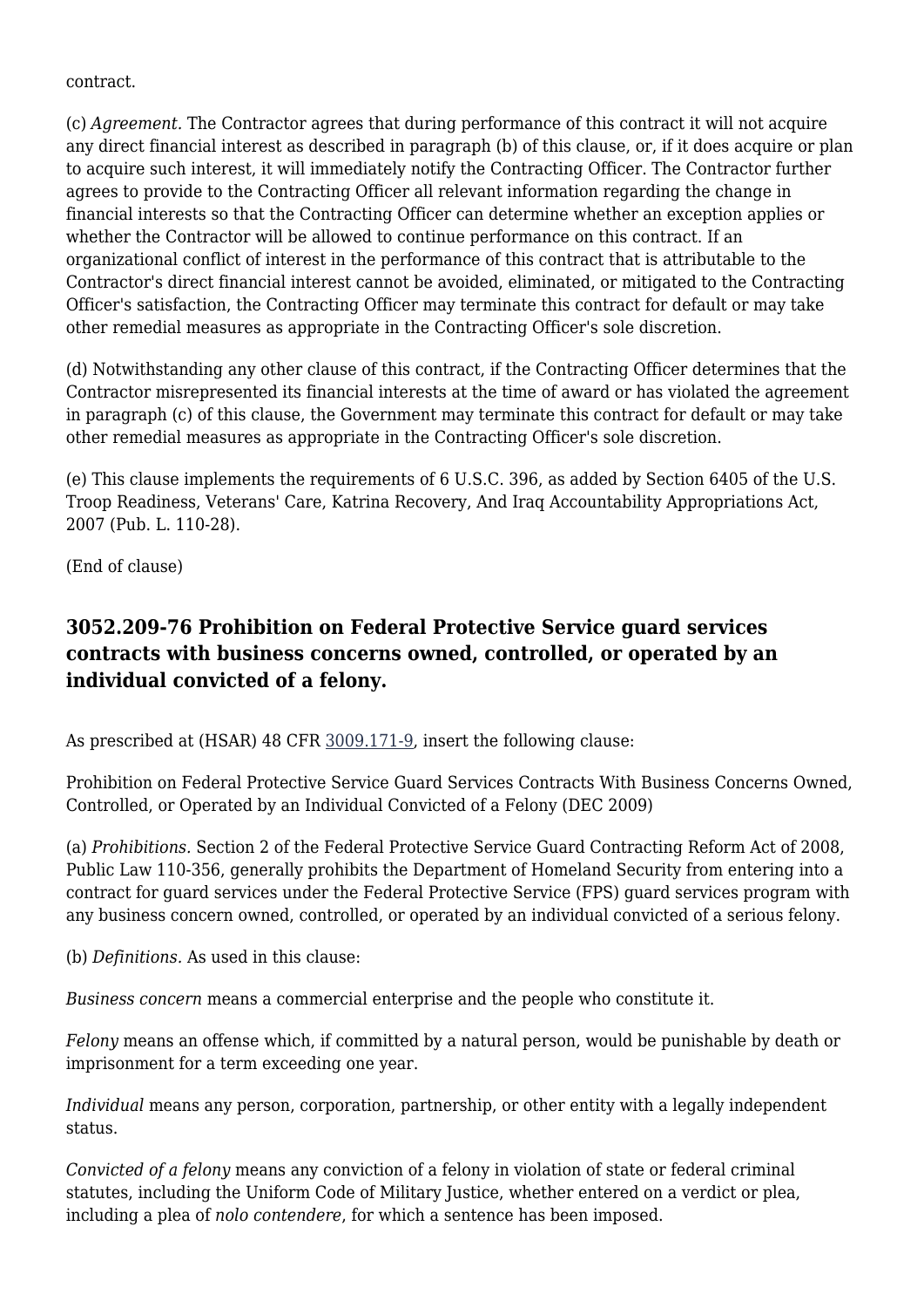contract.

(c) *Agreement.* The Contractor agrees that during performance of this contract it will not acquire any direct financial interest as described in paragraph (b) of this clause, or, if it does acquire or plan to acquire such interest, it will immediately notify the Contracting Officer. The Contractor further agrees to provide to the Contracting Officer all relevant information regarding the change in financial interests so that the Contracting Officer can determine whether an exception applies or whether the Contractor will be allowed to continue performance on this contract. If an organizational conflict of interest in the performance of this contract that is attributable to the Contractor's direct financial interest cannot be avoided, eliminated, or mitigated to the Contracting Officer's satisfaction, the Contracting Officer may terminate this contract for default or may take other remedial measures as appropriate in the Contracting Officer's sole discretion.

(d) Notwithstanding any other clause of this contract, if the Contracting Officer determines that the Contractor misrepresented its financial interests at the time of award or has violated the agreement in paragraph (c) of this clause, the Government may terminate this contract for default or may take other remedial measures as appropriate in the Contracting Officer's sole discretion.

(e) This clause implements the requirements of 6 U.S.C. 396, as added by Section 6405 of the U.S. Troop Readiness, Veterans' Care, Katrina Recovery, And Iraq Accountability Appropriations Act, 2007 (Pub. L. 110-28).

(End of clause)

### 3052.209-76 Prohibition on Federal Protective Service guard services contracts with business concerns owned, controlled, or operated by an individual convicted of a felony.

As prescribed at (HSAR) 48 CFR 3009.171-9, insert the following clause:

Prohibition on Federal Protective Service Guard Services Contracts With Business Concerns Owned, Controlled, or Operated by an Individual Convicted of a Felony (DEC 2009)

(a) *Prohibitions.* Section 2 of the Federal Protective Service Guard Contracting Reform Act of 2008, Public Law 110-356, generally prohibits the Department of Homeland Security from entering into a contract for guard services under the Federal Protective Service (FPS) guard services program with any business concern owned, controlled, or operated by an individual convicted of a serious felony.

(b) *Definitions.* As used in this clause:

*Business concern* means a commercial enterprise and the people who constitute it.

*Felony* means an offense which, if committed by a natural person, would be punishable by death or imprisonment for a term exceeding one year.

*Individual* means any person, corporation, partnership, or other entity with a legally independent status.

*Convicted of a felony* means any conviction of a felony in violation of state or federal criminal statutes, including the Uniform Code of Military Justice, whether entered on a verdict or plea, including a plea of *nolo contendere*, for which a sentence has been imposed.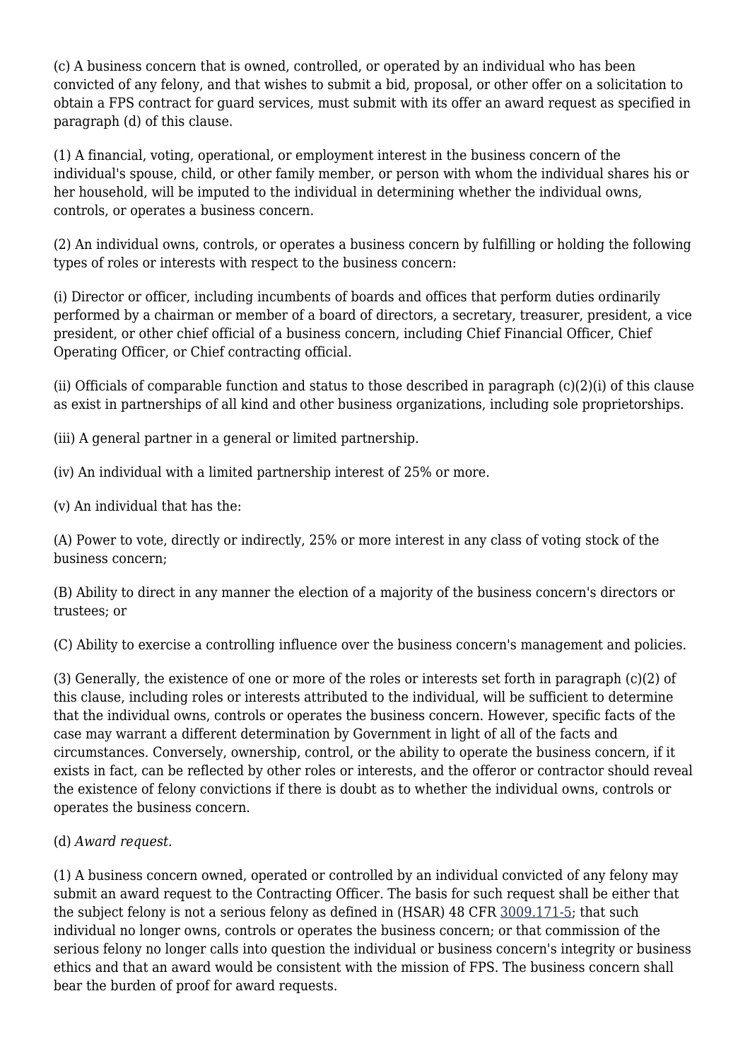(c) A business concern that is owned, controlled, or operated by an individual who has been convicted of any felony, and that wishes to submit a bid, proposal, or other offer on a solicitation to obtain a FPS contract for guard services, must submit with its offer an award request as specified in paragraph (d) of this clause.

(1) A financial, voting, operational, or employment interest in the business concern of the individual's spouse, child, or other family member, or person with whom the individual shares his or her household, will be imputed to the individual in determining whether the individual owns, controls, or operates a business concern.

(2) An individual owns, controls, or operates a business concern by fulfilling or holding the following types of roles or interests with respect to the business concern:

(i) Director or officer, including incumbents of boards and offices that perform duties ordinarily performed by a chairman or member of a board of directors, a secretary, treasurer, president, a vice president, or other chief official of a business concern, including Chief Financial Officer, Chief Operating Officer, or Chief contracting official.

(ii) Officials of comparable function and status to those described in paragraph (c)(2)(i) of this clause as exist in partnerships of all kind and other business organizations, including sole proprietorships.

(iii) A general partner in a general or limited partnership.

(iv) An individual with a limited partnership interest of 25% or more.

(v) An individual that has the:

(A) Power to vote, directly or indirectly, 25% or more interest in any class of voting stock of the business concern;

(B) Ability to direct in any manner the election of a majority of the business concern's directors or trustees; or

(C) Ability to exercise a controlling influence over the business concern's management and policies.

(3) Generally, the existence of one or more of the roles or interests set forth in paragraph (c)(2) of this clause, including roles or interests attributed to the individual, will be sufficient to determine that the individual owns, controls or operates the business concern. However, specific facts of the case may warrant a different determination by Government in light of all of the facts and circumstances. Conversely, ownership, control, or the ability to operate the business concern, if it exists in fact, can be reflected by other roles or interests, and the offeror or contractor should reveal the existence of felony convictions if there is doubt as to whether the individual owns, controls or operates the business concern.

(d) *Award request.*

(1) A business concern owned, operated or controlled by an individual convicted of any felony may submit an award request to the Contracting Officer. The basis for such request shall be either that the subject felony is not a serious felony as defined in (HSAR) 48 CFR 3009.171-5; that such individual no longer owns, controls or operates the business concern; or that commission of the serious felony no longer calls into question the individual or business concern's integrity or business ethics and that an award would be consistent with the mission of FPS. The business concern shall bear the burden of proof for award requests.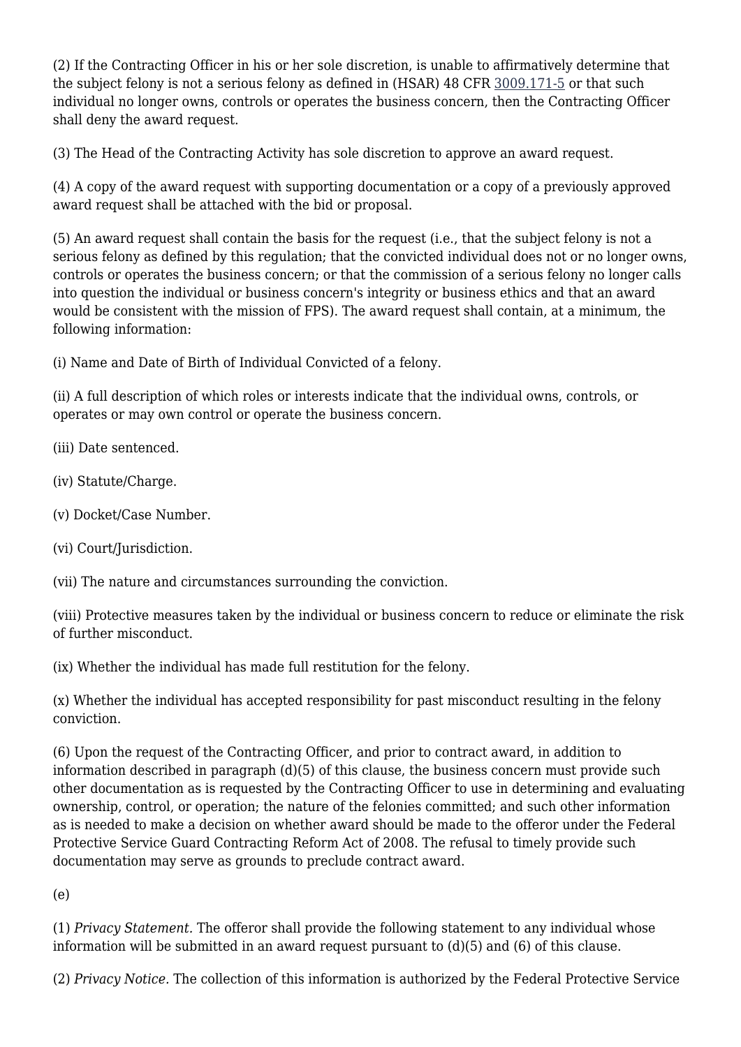(2) If the Contracting Officer in his or her sole discretion, is unable to affirmatively determine that the subject felony is not a serious felony as defined in (HSAR) 48 CFR 3009.171-5 or that such individual no longer owns, controls or operates the business concern, then the Contracting Officer shall deny the award request.

(3) The Head of the Contracting Activity has sole discretion to approve an award request.

(4) A copy of the award request with supporting documentation or a copy of a previously approved award request shall be attached with the bid or proposal.

(5) An award request shall contain the basis for the request (i.e., that the subject felony is not a serious felony as defined by this regulation; that the convicted individual does not or no longer owns, controls or operates the business concern; or that the commission of a serious felony no longer calls into question the individual or business concern's integrity or business ethics and that an award would be consistent with the mission of FPS). The award request shall contain, at a minimum, the following information:

(i) Name and Date of Birth of Individual Convicted of a felony.

(ii) A full description of which roles or interests indicate that the individual owns, controls, or operates or may own control or operate the business concern.

(iii) Date sentenced.

(iv) Statute/Charge.

(v) Docket/Case Number.

(vi) Court/Jurisdiction.

(vii) The nature and circumstances surrounding the conviction.

(viii) Protective measures taken by the individual or business concern to reduce or eliminate the risk of further misconduct.

(ix) Whether the individual has made full restitution for the felony.

(x) Whether the individual has accepted responsibility for past misconduct resulting in the felony conviction.

(6) Upon the request of the Contracting Officer, and prior to contract award, in addition to information described in paragraph (d)(5) of this clause, the business concern must provide such other documentation as is requested by the Contracting Officer to use in determining and evaluating ownership, control, or operation; the nature of the felonies committed; and such other information as is needed to make a decision on whether award should be made to the offeror under the Federal Protective Service Guard Contracting Reform Act of 2008. The refusal to timely provide such documentation may serve as grounds to preclude contract award.

(e)

(1) *Privacy Statement.* The offeror shall provide the following statement to any individual whose information will be submitted in an award request pursuant to (d)(5) and (6) of this clause.

(2) *Privacy Notice.* The collection of this information is authorized by the Federal Protective Service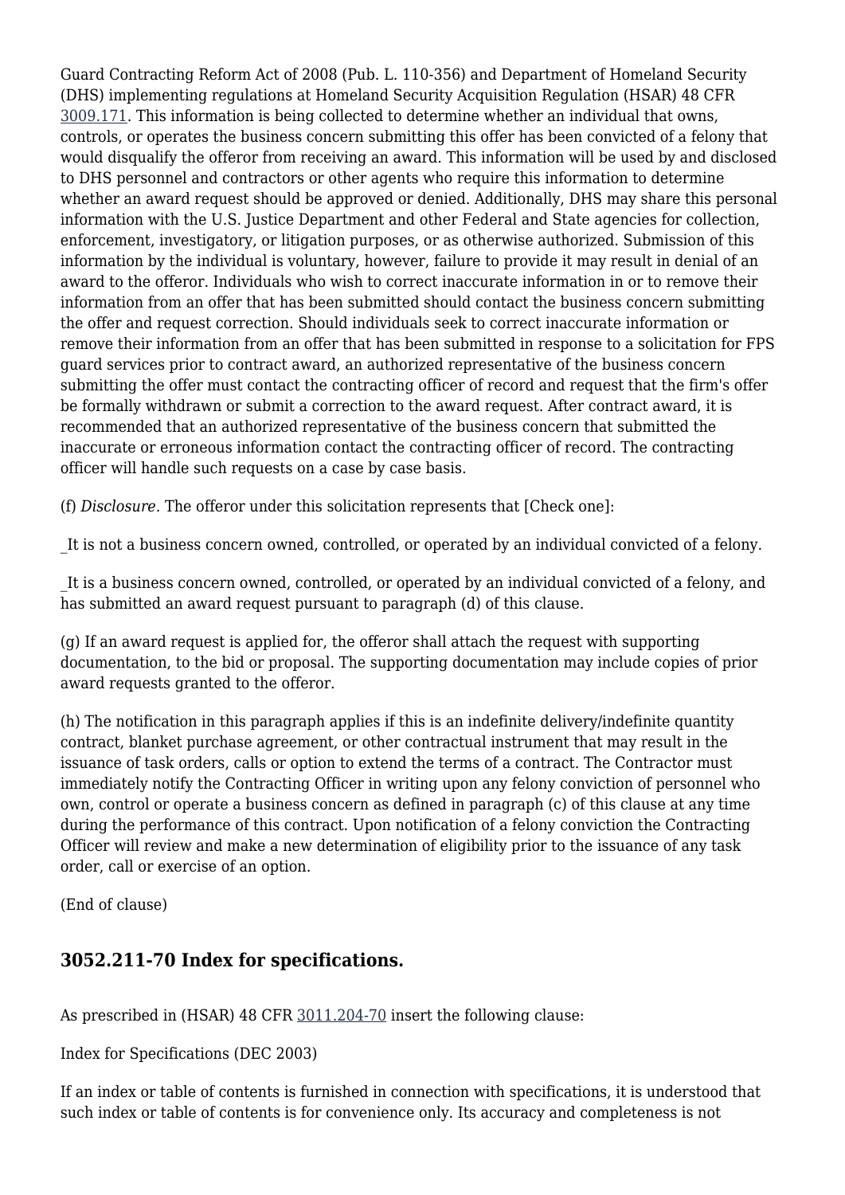Guard Contracting Reform Act of 2008 (Pub. L. 110-356) and Department of Homeland Security (DHS) implementing regulations at Homeland Security Acquisition Regulation (HSAR) 48 CFR 3009.171. This information is being collected to determine whether an individual that owns, controls, or operates the business concern submitting this offer has been convicted of a felony that would disqualify the offeror from receiving an award. This information will be used by and disclosed to DHS personnel and contractors or other agents who require this information to determine whether an award request should be approved or denied. Additionally, DHS may share this personal information with the U.S. Justice Department and other Federal and State agencies for collection, enforcement, investigatory, or litigation purposes, or as otherwise authorized. Submission of this information by the individual is voluntary, however, failure to provide it may result in denial of an award to the offeror. Individuals who wish to correct inaccurate information in or to remove their information from an offer that has been submitted should contact the business concern submitting the offer and request correction. Should individuals seek to correct inaccurate information or remove their information from an offer that has been submitted in response to a solicitation for FPS guard services prior to contract award, an authorized representative of the business concern submitting the offer must contact the contracting officer of record and request that the firm's offer be formally withdrawn or submit a correction to the award request. After contract award, it is recommended that an authorized representative of the business concern that submitted the inaccurate or erroneous information contact the contracting officer of record. The contracting officer will handle such requests on a case by case basis.

(f) *Disclosure.* The offeror under this solicitation represents that [Check one]:

_It is not a business concern owned, controlled, or operated by an individual convicted of a felony.

_It is a business concern owned, controlled, or operated by an individual convicted of a felony, and has submitted an award request pursuant to paragraph (d) of this clause.

(g) If an award request is applied for, the offeror shall attach the request with supporting documentation, to the bid or proposal. The supporting documentation may include copies of prior award requests granted to the offeror.

(h) The notification in this paragraph applies if this is an indefinite delivery/indefinite quantity contract, blanket purchase agreement, or other contractual instrument that may result in the issuance of task orders, calls or option to extend the terms of a contract. The Contractor must immediately notify the Contracting Officer in writing upon any felony conviction of personnel who own, control or operate a business concern as defined in paragraph (c) of this clause at any time during the performance of this contract. Upon notification of a felony conviction the Contracting Officer will review and make a new determination of eligibility prior to the issuance of any task order, call or exercise of an option.

(End of clause)

## 3052.211-70 Index for specifications.

As prescribed in (HSAR) 48 CFR 3011.204-70 insert the following clause:

Index for Specifications (DEC 2003)

If an index or table of contents is furnished in connection with specifications, it is understood that such index or table of contents is for convenience only. Its accuracy and completeness is not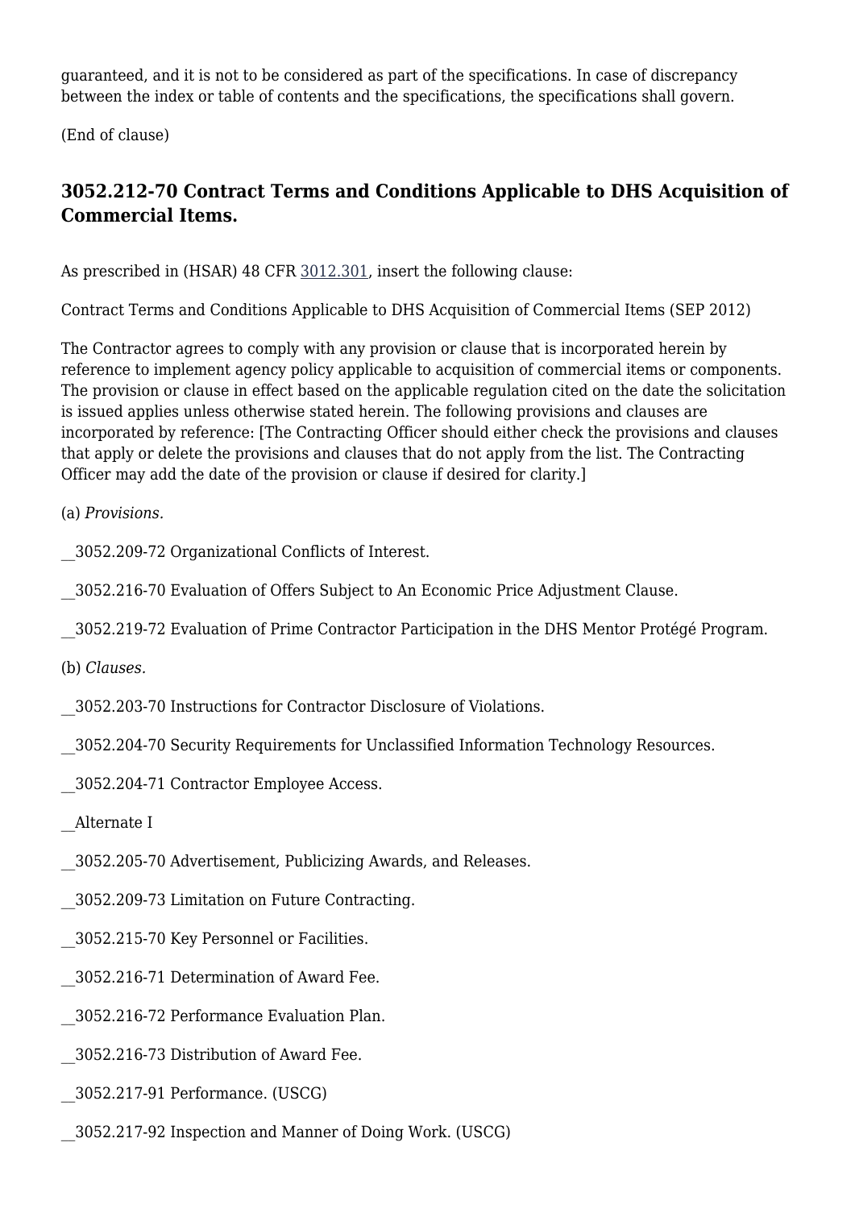guaranteed, and it is not to be considered as part of the specifications. In case of discrepancy between the index or table of contents and the specifications, the specifications shall govern.

(End of clause)

### 3052.212-70 Contract Terms and Conditions Applicable to DHS Acquisition of Commercial Items.

As prescribed in (HSAR) 48 CFR 3012.301, insert the following clause:

Contract Terms and Conditions Applicable to DHS Acquisition of Commercial Items (SEP 2012)

The Contractor agrees to comply with any provision or clause that is incorporated herein by reference to implement agency policy applicable to acquisition of commercial items or components. The provision or clause in effect based on the applicable regulation cited on the date the solicitation is issued applies unless otherwise stated herein. The following provisions and clauses are incorporated by reference: [The Contracting Officer should either check the provisions and clauses that apply or delete the provisions and clauses that do not apply from the list. The Contracting Officer may add the date of the provision or clause if desired for clarity.]

(a) *Provisions.*

__3052.209-72 Organizational Conflicts of Interest.

__3052.216-70 Evaluation of Offers Subject to An Economic Price Adjustment Clause.

__3052.219-72 Evaluation of Prime Contractor Participation in the DHS Mentor Protégé Program.

(b) *Clauses.*

__3052.203-70 Instructions for Contractor Disclosure of Violations.

__3052.204-70 Security Requirements for Unclassified Information Technology Resources.

__3052.204-71 Contractor Employee Access.

__Alternate I

__3052.205-70 Advertisement, Publicizing Awards, and Releases.

__3052.209-73 Limitation on Future Contracting.

__3052.215-70 Key Personnel or Facilities.

__3052.216-71 Determination of Award Fee.

__3052.216-72 Performance Evaluation Plan.

__3052.216-73 Distribution of Award Fee.

__3052.217-91 Performance. (USCG)

__3052.217-92 Inspection and Manner of Doing Work. (USCG)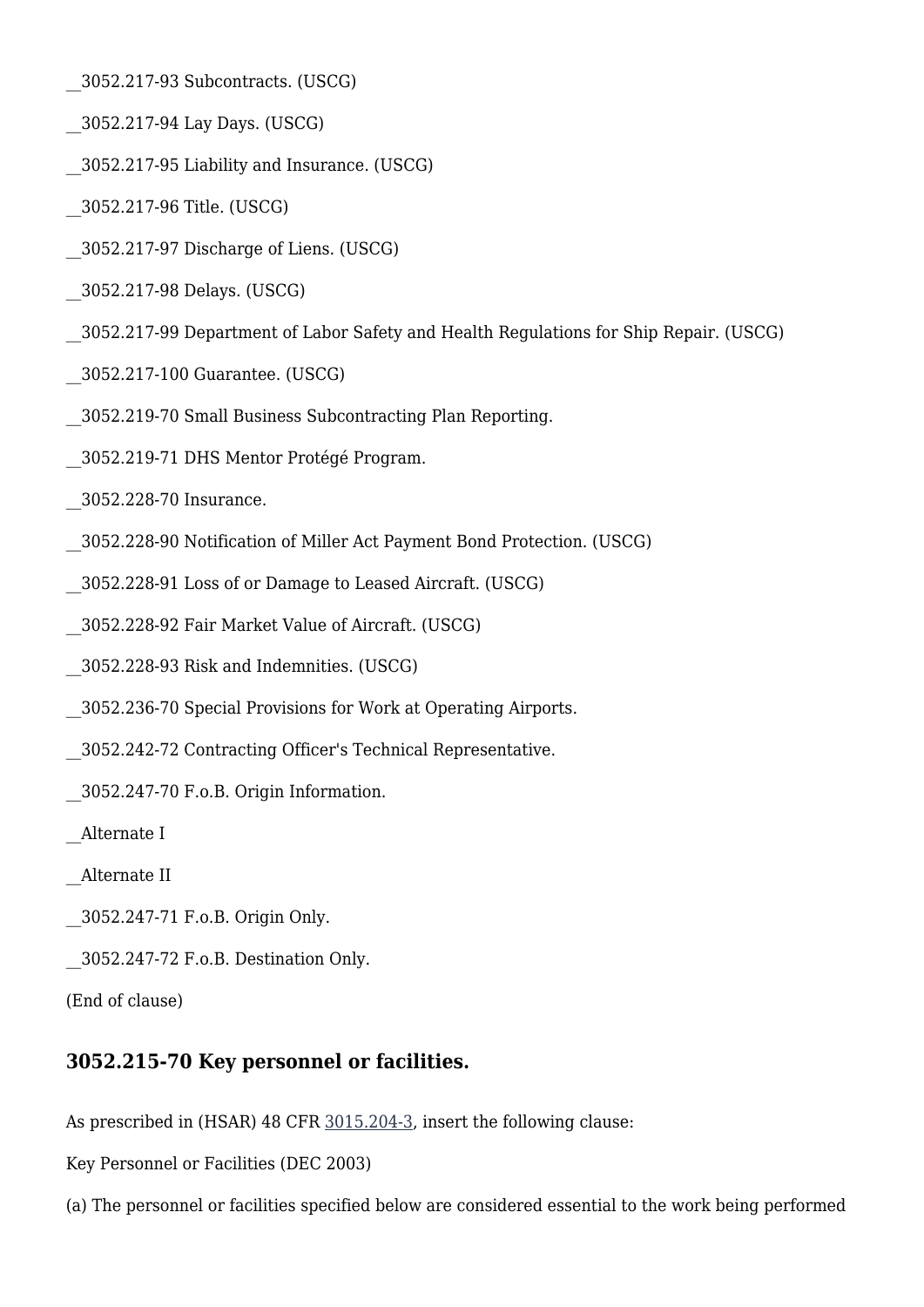__3052.217-93 Subcontracts. (USCG)

__3052.217-94 Lay Days. (USCG)

__3052.217-95 Liability and Insurance. (USCG)

__3052.217-96 Title. (USCG)

__3052.217-97 Discharge of Liens. (USCG)

__3052.217-98 Delays. (USCG)

__3052.217-99 Department of Labor Safety and Health Regulations for Ship Repair. (USCG)

__3052.217-100 Guarantee. (USCG)

__3052.219-70 Small Business Subcontracting Plan Reporting.

__3052.219-71 DHS Mentor Protégé Program.

__3052.228-70 Insurance.

__3052.228-90 Notification of Miller Act Payment Bond Protection. (USCG)

__3052.228-91 Loss of or Damage to Leased Aircraft. (USCG)

__3052.228-92 Fair Market Value of Aircraft. (USCG)

__3052.228-93 Risk and Indemnities. (USCG)

__3052.236-70 Special Provisions for Work at Operating Airports.

__3052.242-72 Contracting Officer's Technical Representative.

__3052.247-70 F.o.B. Origin Information.

__Alternate I

__Alternate II

__3052.247-71 F.o.B. Origin Only.

__3052.247-72 F.o.B. Destination Only.

(End of clause)

### 3052.215-70 Key personnel or facilities.

As prescribed in (HSAR) 48 CFR 3015.204-3, insert the following clause:

Key Personnel or Facilities (DEC 2003)

(a) The personnel or facilities specified below are considered essential to the work being performed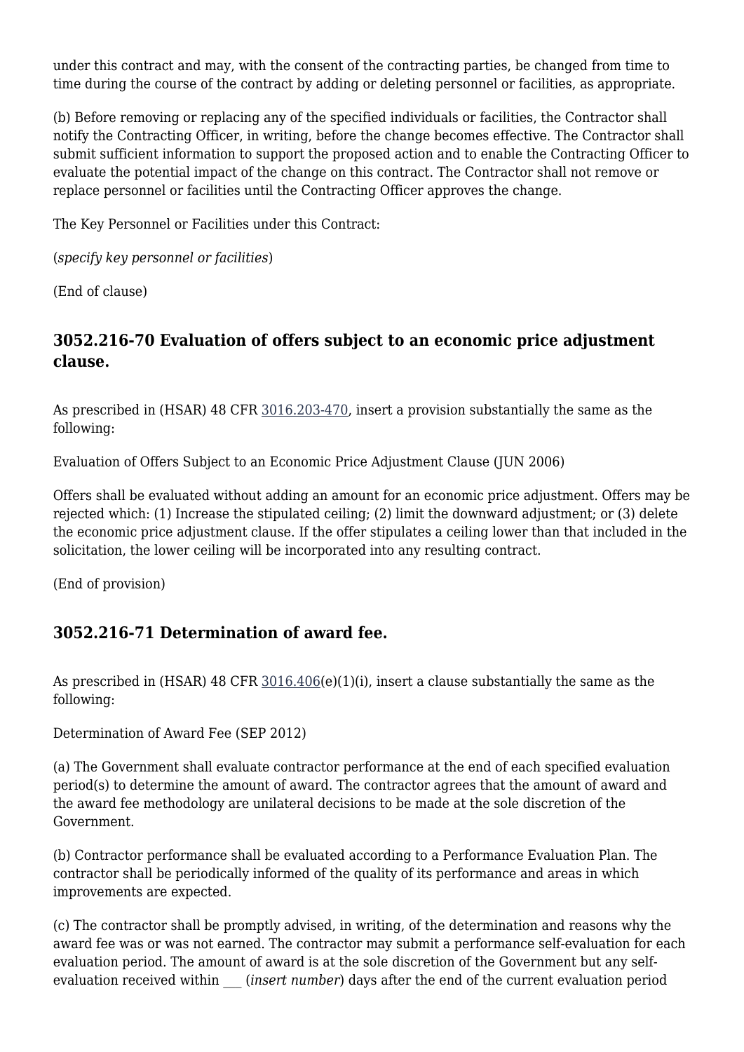under this contract and may, with the consent of the contracting parties, be changed from time to time during the course of the contract by adding or deleting personnel or facilities, as appropriate.

(b) Before removing or replacing any of the specified individuals or facilities, the Contractor shall notify the Contracting Officer, in writing, before the change becomes effective. The Contractor shall submit sufficient information to support the proposed action and to enable the Contracting Officer to evaluate the potential impact of the change on this contract. The Contractor shall not remove or replace personnel or facilities until the Contracting Officer approves the change.

The Key Personnel or Facilities under this Contract:

(*specify key personnel or facilities*)

(End of clause)

### 3052.216-70 Evaluation of offers subject to an economic price adjustment clause.

As prescribed in (HSAR) 48 CFR 3016.203-470, insert a provision substantially the same as the following:

Evaluation of Offers Subject to an Economic Price Adjustment Clause (JUN 2006)

Offers shall be evaluated without adding an amount for an economic price adjustment. Offers may be rejected which: (1) Increase the stipulated ceiling; (2) limit the downward adjustment; or (3) delete the economic price adjustment clause. If the offer stipulates a ceiling lower than that included in the solicitation, the lower ceiling will be incorporated into any resulting contract.

(End of provision)

### 3052.216-71 Determination of award fee.

As prescribed in (HSAR) 48 CFR 3016.406(e)(1)(i), insert a clause substantially the same as the following:

Determination of Award Fee (SEP 2012)

(a) The Government shall evaluate contractor performance at the end of each specified evaluation period(s) to determine the amount of award. The contractor agrees that the amount of award and the award fee methodology are unilateral decisions to be made at the sole discretion of the Government.

(b) Contractor performance shall be evaluated according to a Performance Evaluation Plan. The contractor shall be periodically informed of the quality of its performance and areas in which improvements are expected.

(c) The contractor shall be promptly advised, in writing, of the determination and reasons why the award fee was or was not earned. The contractor may submit a performance self-evaluation for each evaluation period. The amount of award is at the sole discretion of the Government but any self-evaluation received within ___ (*insert number*) days after the end of the current evaluation period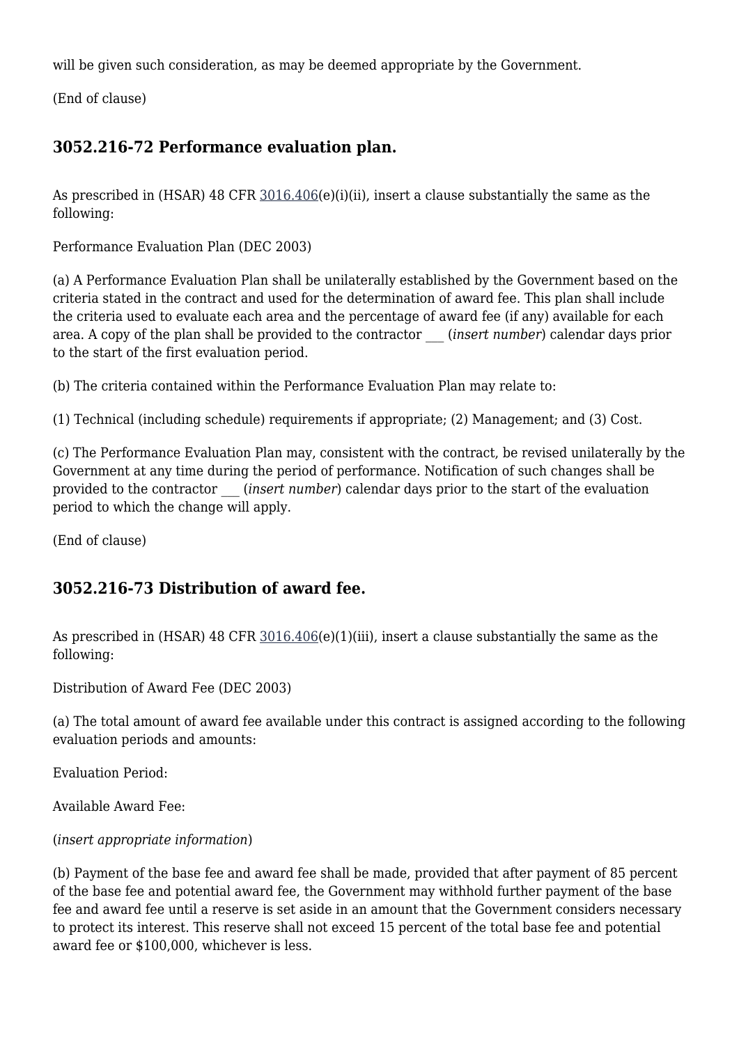will be given such consideration, as may be deemed appropriate by the Government.

(End of clause)

### 3052.216-72 Performance evaluation plan.

As prescribed in (HSAR) 48 CFR 3016.406(e)(i)(ii), insert a clause substantially the same as the following:

Performance Evaluation Plan (DEC 2003)

(a) A Performance Evaluation Plan shall be unilaterally established by the Government based on the criteria stated in the contract and used for the determination of award fee. This plan shall include the criteria used to evaluate each area and the percentage of award fee (if any) available for each area. A copy of the plan shall be provided to the contractor ___ (*insert number*) calendar days prior to the start of the first evaluation period.

(b) The criteria contained within the Performance Evaluation Plan may relate to:

(1) Technical (including schedule) requirements if appropriate; (2) Management; and (3) Cost.

(c) The Performance Evaluation Plan may, consistent with the contract, be revised unilaterally by the Government at any time during the period of performance. Notification of such changes shall be provided to the contractor ___ (*insert number*) calendar days prior to the start of the evaluation period to which the change will apply.

(End of clause)

### 3052.216-73 Distribution of award fee.

As prescribed in (HSAR) 48 CFR 3016.406(e)(1)(iii), insert a clause substantially the same as the following:

Distribution of Award Fee (DEC 2003)

(a) The total amount of award fee available under this contract is assigned according to the following evaluation periods and amounts:

Evaluation Period:

Available Award Fee:

(*insert appropriate information*)

(b) Payment of the base fee and award fee shall be made, provided that after payment of 85 percent of the base fee and potential award fee, the Government may withhold further payment of the base fee and award fee until a reserve is set aside in an amount that the Government considers necessary to protect its interest. This reserve shall not exceed 15 percent of the total base fee and potential award fee or $100,000, whichever is less.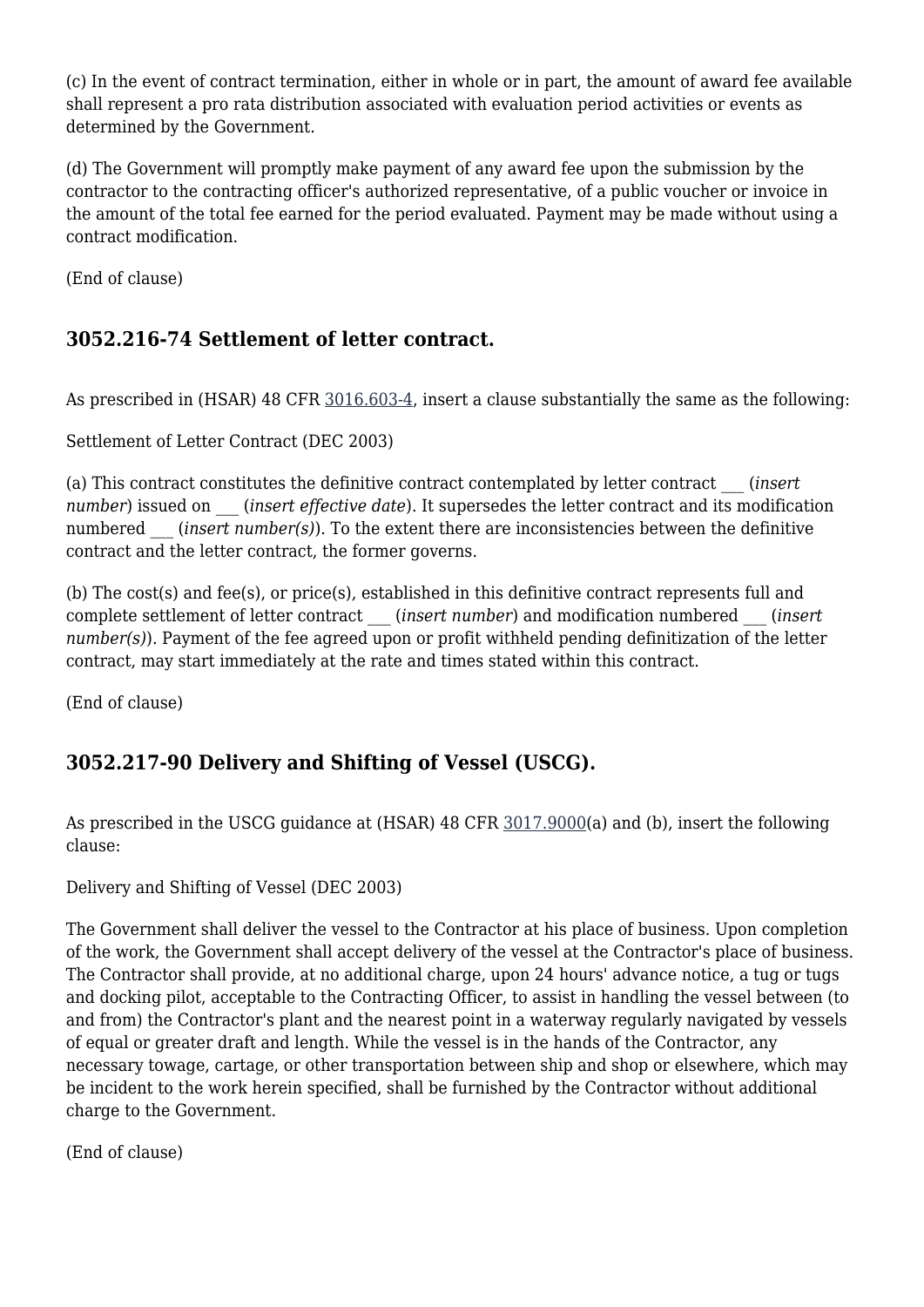(c) In the event of contract termination, either in whole or in part, the amount of award fee available shall represent a pro rata distribution associated with evaluation period activities or events as determined by the Government.

(d) The Government will promptly make payment of any award fee upon the submission by the contractor to the contracting officer's authorized representative, of a public voucher or invoice in the amount of the total fee earned for the period evaluated. Payment may be made without using a contract modification.

(End of clause)

### 3052.216-74 Settlement of letter contract.

As prescribed in (HSAR) 48 CFR 3016.603-4, insert a clause substantially the same as the following:

Settlement of Letter Contract (DEC 2003)

(a) This contract constitutes the definitive contract contemplated by letter contract ___ (*insert number*) issued on ___ (*insert effective date*). It supersedes the letter contract and its modification numbered ___ (*insert number(s)*). To the extent there are inconsistencies between the definitive contract and the letter contract, the former governs.

(b) The cost(s) and fee(s), or price(s), established in this definitive contract represents full and complete settlement of letter contract ___ (*insert number*) and modification numbered ___ (*insert number(s)*). Payment of the fee agreed upon or profit withheld pending definitization of the letter contract, may start immediately at the rate and times stated within this contract.

(End of clause)

### 3052.217-90 Delivery and Shifting of Vessel (USCG).

As prescribed in the USCG guidance at (HSAR) 48 CFR 3017.9000(a) and (b), insert the following clause:

Delivery and Shifting of Vessel (DEC 2003)

The Government shall deliver the vessel to the Contractor at his place of business. Upon completion of the work, the Government shall accept delivery of the vessel at the Contractor's place of business. The Contractor shall provide, at no additional charge, upon 24 hours' advance notice, a tug or tugs and docking pilot, acceptable to the Contracting Officer, to assist in handling the vessel between (to and from) the Contractor's plant and the nearest point in a waterway regularly navigated by vessels of equal or greater draft and length. While the vessel is in the hands of the Contractor, any necessary towage, cartage, or other transportation between ship and shop or elsewhere, which may be incident to the work herein specified, shall be furnished by the Contractor without additional charge to the Government.

(End of clause)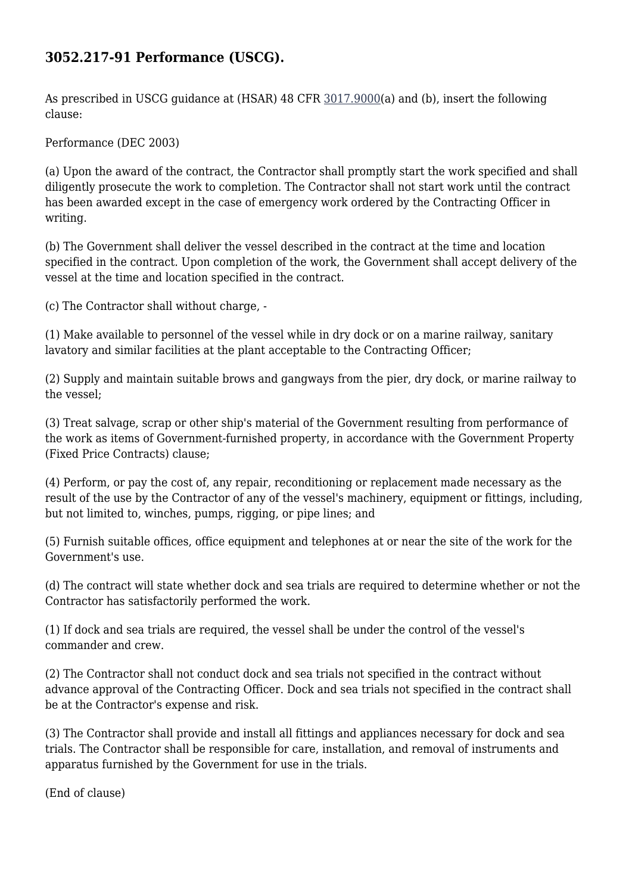## 3052.217-91 Performance (USCG).

As prescribed in USCG guidance at (HSAR) 48 CFR 3017.9000(a) and (b), insert the following clause:

Performance (DEC 2003)

(a) Upon the award of the contract, the Contractor shall promptly start the work specified and shall diligently prosecute the work to completion. The Contractor shall not start work until the contract has been awarded except in the case of emergency work ordered by the Contracting Officer in writing.

(b) The Government shall deliver the vessel described in the contract at the time and location specified in the contract. Upon completion of the work, the Government shall accept delivery of the vessel at the time and location specified in the contract.

(c) The Contractor shall without charge, -

(1) Make available to personnel of the vessel while in dry dock or on a marine railway, sanitary lavatory and similar facilities at the plant acceptable to the Contracting Officer;

(2) Supply and maintain suitable brows and gangways from the pier, dry dock, or marine railway to the vessel;

(3) Treat salvage, scrap or other ship's material of the Government resulting from performance of the work as items of Government-furnished property, in accordance with the Government Property (Fixed Price Contracts) clause;

(4) Perform, or pay the cost of, any repair, reconditioning or replacement made necessary as the result of the use by the Contractor of any of the vessel's machinery, equipment or fittings, including, but not limited to, winches, pumps, rigging, or pipe lines; and

(5) Furnish suitable offices, office equipment and telephones at or near the site of the work for the Government's use.

(d) The contract will state whether dock and sea trials are required to determine whether or not the Contractor has satisfactorily performed the work.

(1) If dock and sea trials are required, the vessel shall be under the control of the vessel's commander and crew.

(2) The Contractor shall not conduct dock and sea trials not specified in the contract without advance approval of the Contracting Officer. Dock and sea trials not specified in the contract shall be at the Contractor's expense and risk.

(3) The Contractor shall provide and install all fittings and appliances necessary for dock and sea trials. The Contractor shall be responsible for care, installation, and removal of instruments and apparatus furnished by the Government for use in the trials.

(End of clause)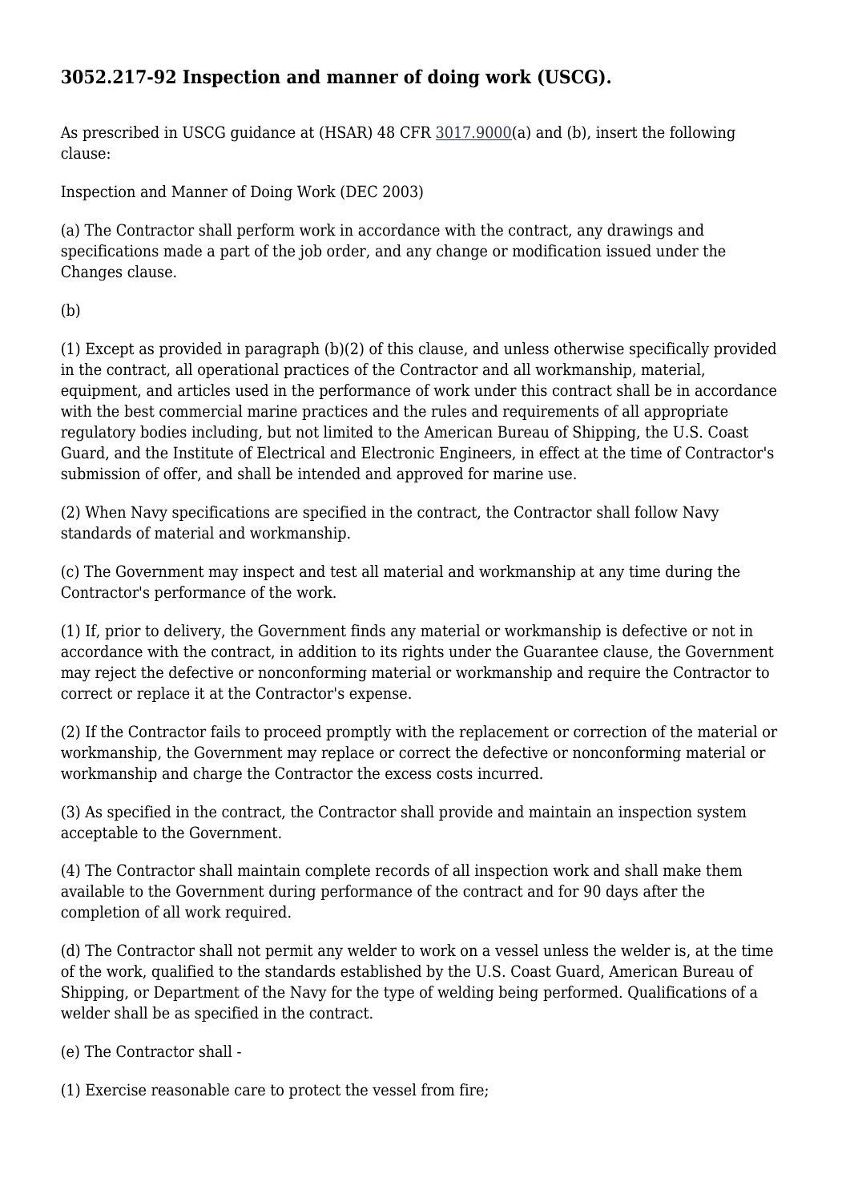## 3052.217-92 Inspection and manner of doing work (USCG).

As prescribed in USCG guidance at (HSAR) 48 CFR 3017.9000(a) and (b), insert the following clause:

Inspection and Manner of Doing Work (DEC 2003)

(a) The Contractor shall perform work in accordance with the contract, any drawings and specifications made a part of the job order, and any change or modification issued under the Changes clause.

(b)

(1) Except as provided in paragraph (b)(2) of this clause, and unless otherwise specifically provided in the contract, all operational practices of the Contractor and all workmanship, material, equipment, and articles used in the performance of work under this contract shall be in accordance with the best commercial marine practices and the rules and requirements of all appropriate regulatory bodies including, but not limited to the American Bureau of Shipping, the U.S. Coast Guard, and the Institute of Electrical and Electronic Engineers, in effect at the time of Contractor's submission of offer, and shall be intended and approved for marine use.

(2) When Navy specifications are specified in the contract, the Contractor shall follow Navy standards of material and workmanship.

(c) The Government may inspect and test all material and workmanship at any time during the Contractor's performance of the work.

(1) If, prior to delivery, the Government finds any material or workmanship is defective or not in accordance with the contract, in addition to its rights under the Guarantee clause, the Government may reject the defective or nonconforming material or workmanship and require the Contractor to correct or replace it at the Contractor's expense.

(2) If the Contractor fails to proceed promptly with the replacement or correction of the material or workmanship, the Government may replace or correct the defective or nonconforming material or workmanship and charge the Contractor the excess costs incurred.

(3) As specified in the contract, the Contractor shall provide and maintain an inspection system acceptable to the Government.

(4) The Contractor shall maintain complete records of all inspection work and shall make them available to the Government during performance of the contract and for 90 days after the completion of all work required.

(d) The Contractor shall not permit any welder to work on a vessel unless the welder is, at the time of the work, qualified to the standards established by the U.S. Coast Guard, American Bureau of Shipping, or Department of the Navy for the type of welding being performed. Qualifications of a welder shall be as specified in the contract.

(e) The Contractor shall -

(1) Exercise reasonable care to protect the vessel from fire;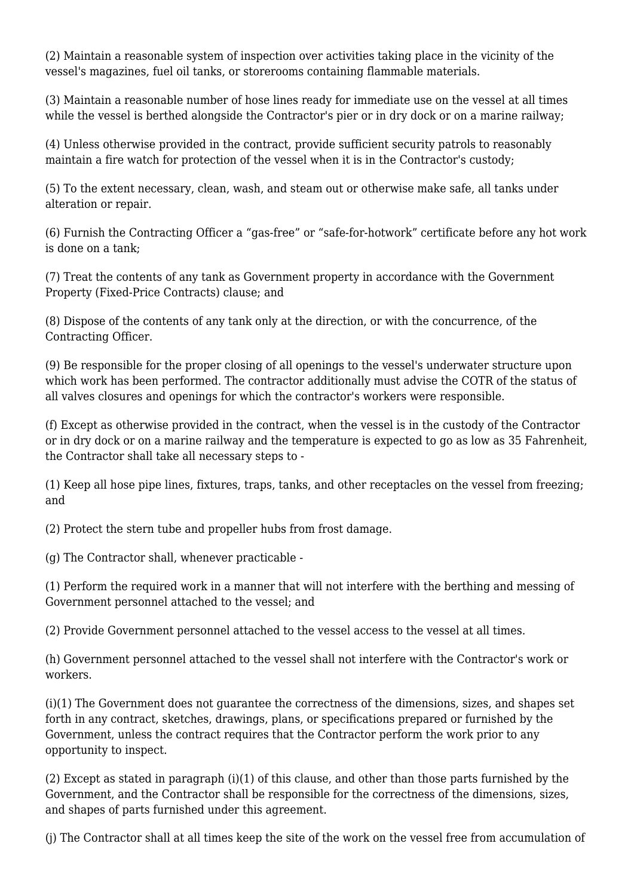(2) Maintain a reasonable system of inspection over activities taking place in the vicinity of the vessel's magazines, fuel oil tanks, or storerooms containing flammable materials.

(3) Maintain a reasonable number of hose lines ready for immediate use on the vessel at all times while the vessel is berthed alongside the Contractor's pier or in dry dock or on a marine railway;

(4) Unless otherwise provided in the contract, provide sufficient security patrols to reasonably maintain a fire watch for protection of the vessel when it is in the Contractor's custody;

(5) To the extent necessary, clean, wash, and steam out or otherwise make safe, all tanks under alteration or repair.

(6) Furnish the Contracting Officer a “gas-free” or “safe-for-hotwork” certificate before any hot work is done on a tank;

(7) Treat the contents of any tank as Government property in accordance with the Government Property (Fixed-Price Contracts) clause; and

(8) Dispose of the contents of any tank only at the direction, or with the concurrence, of the Contracting Officer.

(9) Be responsible for the proper closing of all openings to the vessel's underwater structure upon which work has been performed. The contractor additionally must advise the COTR of the status of all valves closures and openings for which the contractor's workers were responsible.

(f) Except as otherwise provided in the contract, when the vessel is in the custody of the Contractor or in dry dock or on a marine railway and the temperature is expected to go as low as 35 Fahrenheit, the Contractor shall take all necessary steps to -

(1) Keep all hose pipe lines, fixtures, traps, tanks, and other receptacles on the vessel from freezing; and

(2) Protect the stern tube and propeller hubs from frost damage.

(g) The Contractor shall, whenever practicable -

(1) Perform the required work in a manner that will not interfere with the berthing and messing of Government personnel attached to the vessel; and

(2) Provide Government personnel attached to the vessel access to the vessel at all times.

(h) Government personnel attached to the vessel shall not interfere with the Contractor's work or workers.

(i)(1) The Government does not guarantee the correctness of the dimensions, sizes, and shapes set forth in any contract, sketches, drawings, plans, or specifications prepared or furnished by the Government, unless the contract requires that the Contractor perform the work prior to any opportunity to inspect.

(2) Except as stated in paragraph (i)(1) of this clause, and other than those parts furnished by the Government, and the Contractor shall be responsible for the correctness of the dimensions, sizes, and shapes of parts furnished under this agreement.

(j) The Contractor shall at all times keep the site of the work on the vessel free from accumulation of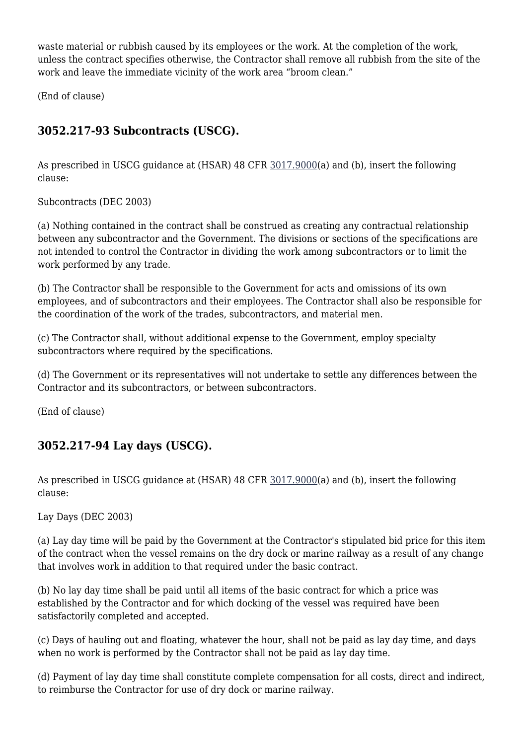waste material or rubbish caused by its employees or the work. At the completion of the work, unless the contract specifies otherwise, the Contractor shall remove all rubbish from the site of the work and leave the immediate vicinity of the work area “broom clean.”

(End of clause)

### 3052.217-93 Subcontracts (USCG).

As prescribed in USCG guidance at (HSAR) 48 CFR 3017.9000(a) and (b), insert the following clause:

Subcontracts (DEC 2003)

(a) Nothing contained in the contract shall be construed as creating any contractual relationship between any subcontractor and the Government. The divisions or sections of the specifications are not intended to control the Contractor in dividing the work among subcontractors or to limit the work performed by any trade.

(b) The Contractor shall be responsible to the Government for acts and omissions of its own employees, and of subcontractors and their employees. The Contractor shall also be responsible for the coordination of the work of the trades, subcontractors, and material men.

(c) The Contractor shall, without additional expense to the Government, employ specialty subcontractors where required by the specifications.

(d) The Government or its representatives will not undertake to settle any differences between the Contractor and its subcontractors, or between subcontractors.

(End of clause)

### 3052.217-94 Lay days (USCG).

As prescribed in USCG guidance at (HSAR) 48 CFR 3017.9000(a) and (b), insert the following clause:

Lay Days (DEC 2003)

(a) Lay day time will be paid by the Government at the Contractor's stipulated bid price for this item of the contract when the vessel remains on the dry dock or marine railway as a result of any change that involves work in addition to that required under the basic contract.

(b) No lay day time shall be paid until all items of the basic contract for which a price was established by the Contractor and for which docking of the vessel was required have been satisfactorily completed and accepted.

(c) Days of hauling out and floating, whatever the hour, shall not be paid as lay day time, and days when no work is performed by the Contractor shall not be paid as lay day time.

(d) Payment of lay day time shall constitute complete compensation for all costs, direct and indirect, to reimburse the Contractor for use of dry dock or marine railway.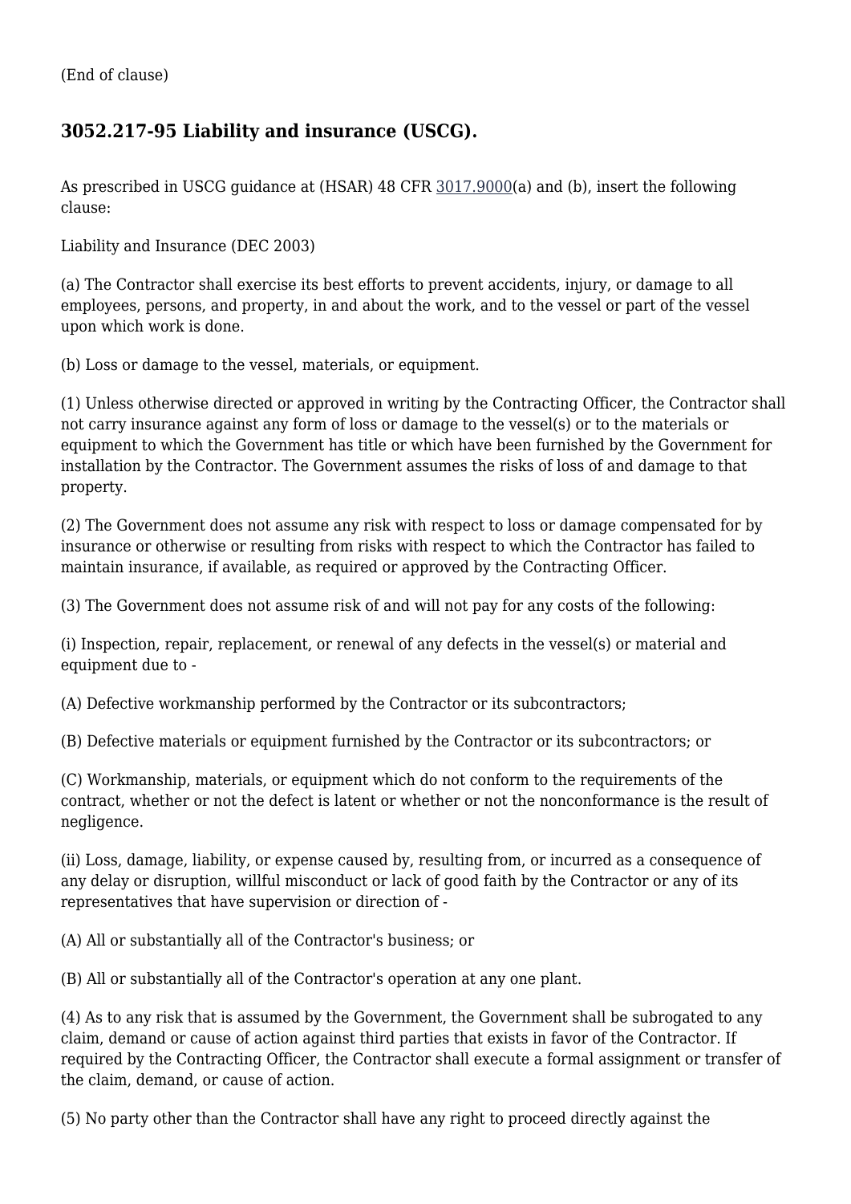(End of clause)

### 3052.217-95 Liability and insurance (USCG).

As prescribed in USCG guidance at (HSAR) 48 CFR 3017.9000(a) and (b), insert the following clause:

Liability and Insurance (DEC 2003)

(a) The Contractor shall exercise its best efforts to prevent accidents, injury, or damage to all employees, persons, and property, in and about the work, and to the vessel or part of the vessel upon which work is done.

(b) Loss or damage to the vessel, materials, or equipment.

(1) Unless otherwise directed or approved in writing by the Contracting Officer, the Contractor shall not carry insurance against any form of loss or damage to the vessel(s) or to the materials or equipment to which the Government has title or which have been furnished by the Government for installation by the Contractor. The Government assumes the risks of loss of and damage to that property.

(2) The Government does not assume any risk with respect to loss or damage compensated for by insurance or otherwise or resulting from risks with respect to which the Contractor has failed to maintain insurance, if available, as required or approved by the Contracting Officer.

(3) The Government does not assume risk of and will not pay for any costs of the following:

(i) Inspection, repair, replacement, or renewal of any defects in the vessel(s) or material and equipment due to -

(A) Defective workmanship performed by the Contractor or its subcontractors;

(B) Defective materials or equipment furnished by the Contractor or its subcontractors; or

(C) Workmanship, materials, or equipment which do not conform to the requirements of the contract, whether or not the defect is latent or whether or not the nonconformance is the result of negligence.

(ii) Loss, damage, liability, or expense caused by, resulting from, or incurred as a consequence of any delay or disruption, willful misconduct or lack of good faith by the Contractor or any of its representatives that have supervision or direction of -

(A) All or substantially all of the Contractor's business; or

(B) All or substantially all of the Contractor's operation at any one plant.

(4) As to any risk that is assumed by the Government, the Government shall be subrogated to any claim, demand or cause of action against third parties that exists in favor of the Contractor. If required by the Contracting Officer, the Contractor shall execute a formal assignment or transfer of the claim, demand, or cause of action.

(5) No party other than the Contractor shall have any right to proceed directly against the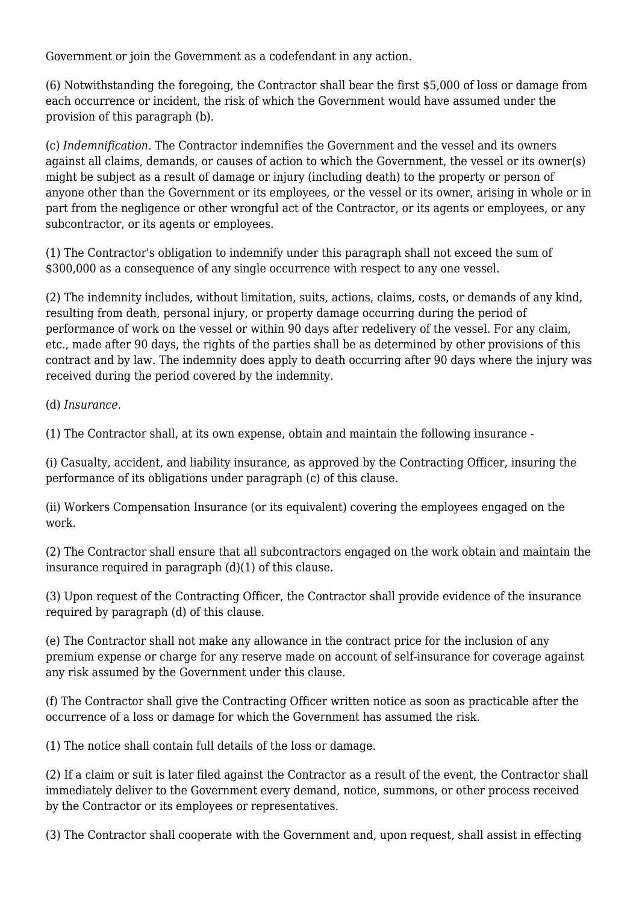Government or join the Government as a codefendant in any action.

(6) Notwithstanding the foregoing, the Contractor shall bear the first $5,000 of loss or damage from each occurrence or incident, the risk of which the Government would have assumed under the provision of this paragraph (b).

(c) *Indemnification.* The Contractor indemnifies the Government and the vessel and its owners against all claims, demands, or causes of action to which the Government, the vessel or its owner(s) might be subject as a result of damage or injury (including death) to the property or person of anyone other than the Government or its employees, or the vessel or its owner, arising in whole or in part from the negligence or other wrongful act of the Contractor, or its agents or employees, or any subcontractor, or its agents or employees.

(1) The Contractor's obligation to indemnify under this paragraph shall not exceed the sum of $300,000 as a consequence of any single occurrence with respect to any one vessel.

(2) The indemnity includes, without limitation, suits, actions, claims, costs, or demands of any kind, resulting from death, personal injury, or property damage occurring during the period of performance of work on the vessel or within 90 days after redelivery of the vessel. For any claim, etc., made after 90 days, the rights of the parties shall be as determined by other provisions of this contract and by law. The indemnity does apply to death occurring after 90 days where the injury was received during the period covered by the indemnity.

(d) *Insurance.*

(1) The Contractor shall, at its own expense, obtain and maintain the following insurance -

(i) Casualty, accident, and liability insurance, as approved by the Contracting Officer, insuring the performance of its obligations under paragraph (c) of this clause.

(ii) Workers Compensation Insurance (or its equivalent) covering the employees engaged on the work.

(2) The Contractor shall ensure that all subcontractors engaged on the work obtain and maintain the insurance required in paragraph (d)(1) of this clause.

(3) Upon request of the Contracting Officer, the Contractor shall provide evidence of the insurance required by paragraph (d) of this clause.

(e) The Contractor shall not make any allowance in the contract price for the inclusion of any premium expense or charge for any reserve made on account of self-insurance for coverage against any risk assumed by the Government under this clause.

(f) The Contractor shall give the Contracting Officer written notice as soon as practicable after the occurrence of a loss or damage for which the Government has assumed the risk.

(1) The notice shall contain full details of the loss or damage.

(2) If a claim or suit is later filed against the Contractor as a result of the event, the Contractor shall immediately deliver to the Government every demand, notice, summons, or other process received by the Contractor or its employees or representatives.

(3) The Contractor shall cooperate with the Government and, upon request, shall assist in effecting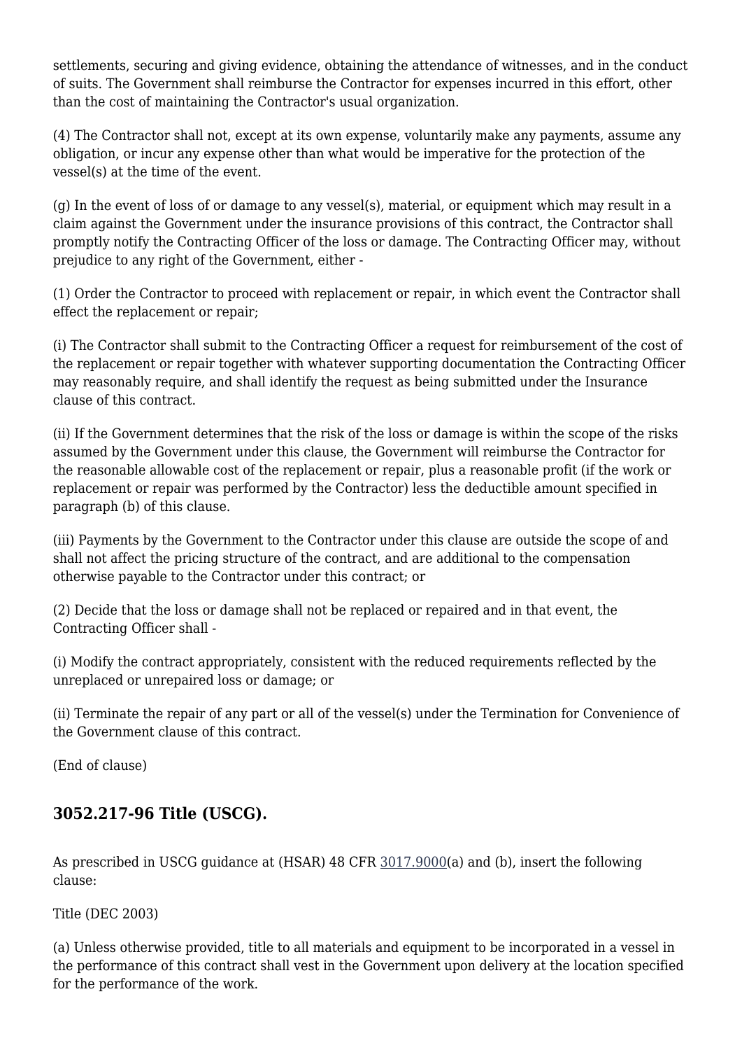settlements, securing and giving evidence, obtaining the attendance of witnesses, and in the conduct of suits. The Government shall reimburse the Contractor for expenses incurred in this effort, other than the cost of maintaining the Contractor's usual organization.

(4) The Contractor shall not, except at its own expense, voluntarily make any payments, assume any obligation, or incur any expense other than what would be imperative for the protection of the vessel(s) at the time of the event.

(g) In the event of loss of or damage to any vessel(s), material, or equipment which may result in a claim against the Government under the insurance provisions of this contract, the Contractor shall promptly notify the Contracting Officer of the loss or damage. The Contracting Officer may, without prejudice to any right of the Government, either -

(1) Order the Contractor to proceed with replacement or repair, in which event the Contractor shall effect the replacement or repair;

(i) The Contractor shall submit to the Contracting Officer a request for reimbursement of the cost of the replacement or repair together with whatever supporting documentation the Contracting Officer may reasonably require, and shall identify the request as being submitted under the Insurance clause of this contract.

(ii) If the Government determines that the risk of the loss or damage is within the scope of the risks assumed by the Government under this clause, the Government will reimburse the Contractor for the reasonable allowable cost of the replacement or repair, plus a reasonable profit (if the work or replacement or repair was performed by the Contractor) less the deductible amount specified in paragraph (b) of this clause.

(iii) Payments by the Government to the Contractor under this clause are outside the scope of and shall not affect the pricing structure of the contract, and are additional to the compensation otherwise payable to the Contractor under this contract; or

(2) Decide that the loss or damage shall not be replaced or repaired and in that event, the Contracting Officer shall -

(i) Modify the contract appropriately, consistent with the reduced requirements reflected by the unreplaced or unrepaired loss or damage; or

(ii) Terminate the repair of any part or all of the vessel(s) under the Termination for Convenience of the Government clause of this contract.

(End of clause)

### 3052.217-96 Title (USCG).

As prescribed in USCG guidance at (HSAR) 48 CFR 3017.9000(a) and (b), insert the following clause:

Title (DEC 2003)

(a) Unless otherwise provided, title to all materials and equipment to be incorporated in a vessel in the performance of this contract shall vest in the Government upon delivery at the location specified for the performance of the work.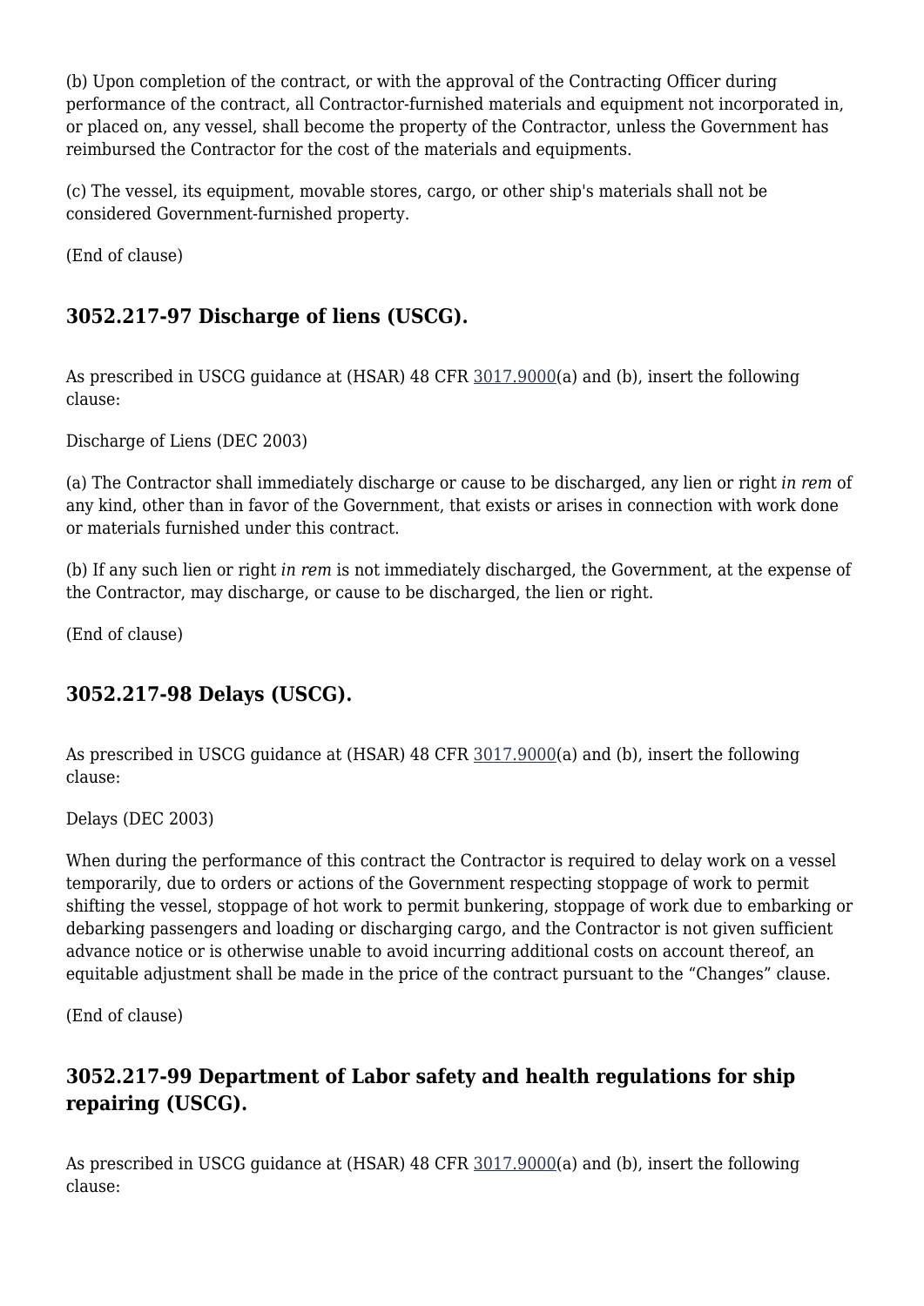(b) Upon completion of the contract, or with the approval of the Contracting Officer during performance of the contract, all Contractor-furnished materials and equipment not incorporated in, or placed on, any vessel, shall become the property of the Contractor, unless the Government has reimbursed the Contractor for the cost of the materials and equipments.

(c) The vessel, its equipment, movable stores, cargo, or other ship's materials shall not be considered Government-furnished property.

(End of clause)

### 3052.217-97 Discharge of liens (USCG).

As prescribed in USCG guidance at (HSAR) 48 CFR 3017.9000(a) and (b), insert the following clause:

Discharge of Liens (DEC 2003)

(a) The Contractor shall immediately discharge or cause to be discharged, any lien or right *in rem* of any kind, other than in favor of the Government, that exists or arises in connection with work done or materials furnished under this contract.

(b) If any such lien or right *in rem* is not immediately discharged, the Government, at the expense of the Contractor, may discharge, or cause to be discharged, the lien or right.

(End of clause)

### 3052.217-98 Delays (USCG).

As prescribed in USCG guidance at (HSAR) 48 CFR 3017.9000(a) and (b), insert the following clause:

Delays (DEC 2003)

When during the performance of this contract the Contractor is required to delay work on a vessel temporarily, due to orders or actions of the Government respecting stoppage of work to permit shifting the vessel, stoppage of hot work to permit bunkering, stoppage of work due to embarking or debarking passengers and loading or discharging cargo, and the Contractor is not given sufficient advance notice or is otherwise unable to avoid incurring additional costs on account thereof, an equitable adjustment shall be made in the price of the contract pursuant to the “Changes” clause.

(End of clause)

### 3052.217-99 Department of Labor safety and health regulations for ship repairing (USCG).

As prescribed in USCG guidance at (HSAR) 48 CFR 3017.9000(a) and (b), insert the following clause: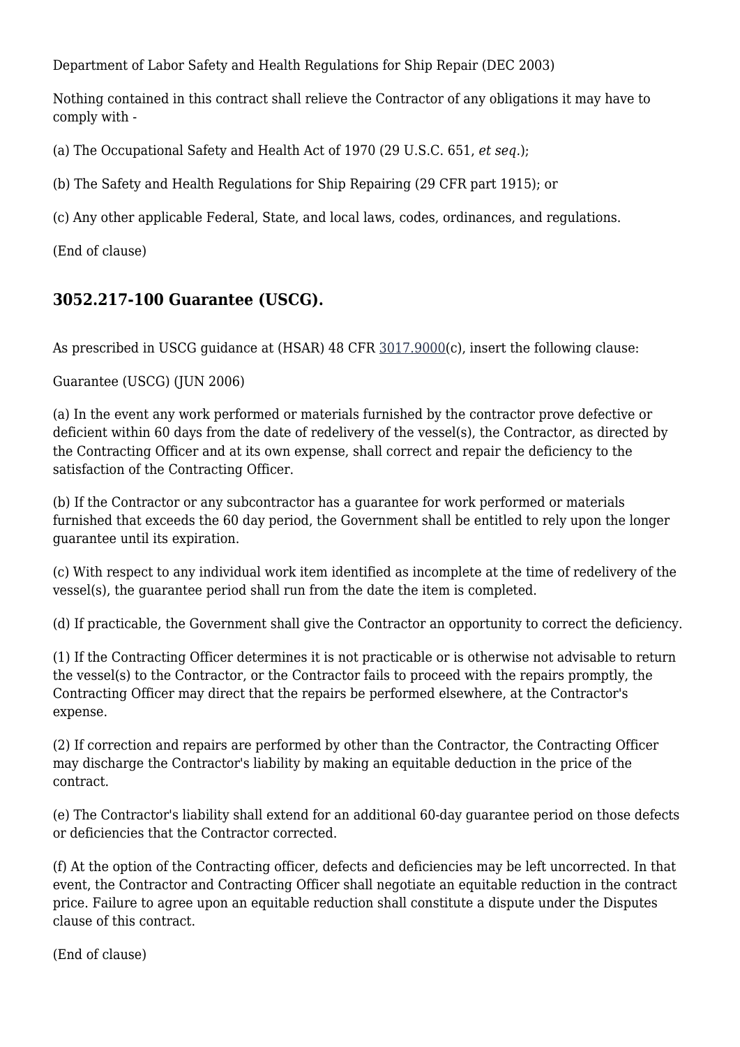Department of Labor Safety and Health Regulations for Ship Repair (DEC 2003)

Nothing contained in this contract shall relieve the Contractor of any obligations it may have to comply with -

(a) The Occupational Safety and Health Act of 1970 (29 U.S.C. 651, *et seq.*);

(b) The Safety and Health Regulations for Ship Repairing (29 CFR part 1915); or

(c) Any other applicable Federal, State, and local laws, codes, ordinances, and regulations.

(End of clause)

### 3052.217-100 Guarantee (USCG).

As prescribed in USCG guidance at (HSAR) 48 CFR 3017.9000(c), insert the following clause:

Guarantee (USCG) (JUN 2006)

(a) In the event any work performed or materials furnished by the contractor prove defective or deficient within 60 days from the date of redelivery of the vessel(s), the Contractor, as directed by the Contracting Officer and at its own expense, shall correct and repair the deficiency to the satisfaction of the Contracting Officer.

(b) If the Contractor or any subcontractor has a guarantee for work performed or materials furnished that exceeds the 60 day period, the Government shall be entitled to rely upon the longer guarantee until its expiration.

(c) With respect to any individual work item identified as incomplete at the time of redelivery of the vessel(s), the guarantee period shall run from the date the item is completed.

(d) If practicable, the Government shall give the Contractor an opportunity to correct the deficiency.

(1) If the Contracting Officer determines it is not practicable or is otherwise not advisable to return the vessel(s) to the Contractor, or the Contractor fails to proceed with the repairs promptly, the Contracting Officer may direct that the repairs be performed elsewhere, at the Contractor's expense.

(2) If correction and repairs are performed by other than the Contractor, the Contracting Officer may discharge the Contractor's liability by making an equitable deduction in the price of the contract.

(e) The Contractor's liability shall extend for an additional 60-day guarantee period on those defects or deficiencies that the Contractor corrected.

(f) At the option of the Contracting officer, defects and deficiencies may be left uncorrected. In that event, the Contractor and Contracting Officer shall negotiate an equitable reduction in the contract price. Failure to agree upon an equitable reduction shall constitute a dispute under the Disputes clause of this contract.

(End of clause)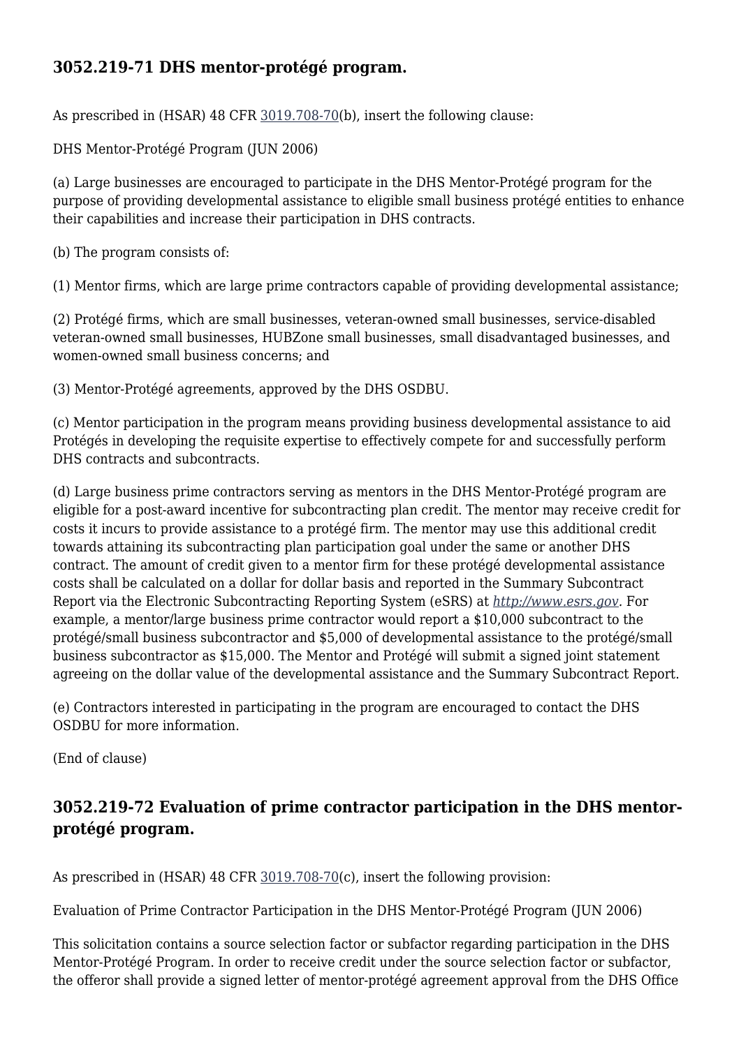## 3052.219-71 DHS mentor-protégé program.

As prescribed in (HSAR) 48 CFR 3019.708-70(b), insert the following clause:

DHS Mentor-Protégé Program (JUN 2006)

(a) Large businesses are encouraged to participate in the DHS Mentor-Protégé program for the purpose of providing developmental assistance to eligible small business protégé entities to enhance their capabilities and increase their participation in DHS contracts.

(b) The program consists of:

(1) Mentor firms, which are large prime contractors capable of providing developmental assistance;

(2) Protégé firms, which are small businesses, veteran-owned small businesses, service-disabled veteran-owned small businesses, HUBZone small businesses, small disadvantaged businesses, and women-owned small business concerns; and

(3) Mentor-Protégé agreements, approved by the DHS OSDBU.

(c) Mentor participation in the program means providing business developmental assistance to aid Protégés in developing the requisite expertise to effectively compete for and successfully perform DHS contracts and subcontracts.

(d) Large business prime contractors serving as mentors in the DHS Mentor-Protégé program are eligible for a post-award incentive for subcontracting plan credit. The mentor may receive credit for costs it incurs to provide assistance to a protégé firm. The mentor may use this additional credit towards attaining its subcontracting plan participation goal under the same or another DHS contract. The amount of credit given to a mentor firm for these protégé developmental assistance costs shall be calculated on a dollar for dollar basis and reported in the Summary Subcontract Report via the Electronic Subcontracting Reporting System (eSRS) at *http://www.esrs.gov*. For example, a mentor/large business prime contractor would report a $10,000 subcontract to the protégé/small business subcontractor and $5,000 of developmental assistance to the protégé/small business subcontractor as $15,000. The Mentor and Protégé will submit a signed joint statement agreeing on the dollar value of the developmental assistance and the Summary Subcontract Report.

(e) Contractors interested in participating in the program are encouraged to contact the DHS OSDBU for more information.

(End of clause)

## 3052.219-72 Evaluation of prime contractor participation in the DHS mentor-protégé program.

As prescribed in (HSAR) 48 CFR 3019.708-70(c), insert the following provision:

Evaluation of Prime Contractor Participation in the DHS Mentor-Protégé Program (JUN 2006)

This solicitation contains a source selection factor or subfactor regarding participation in the DHS Mentor-Protégé Program. In order to receive credit under the source selection factor or subfactor, the offeror shall provide a signed letter of mentor-protégé agreement approval from the DHS Office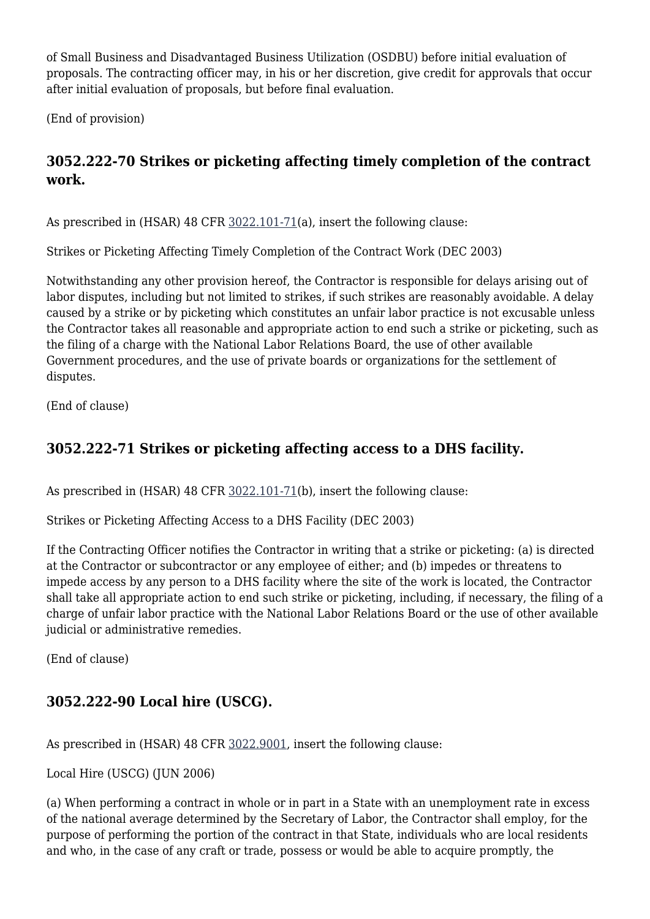of Small Business and Disadvantaged Business Utilization (OSDBU) before initial evaluation of proposals. The contracting officer may, in his or her discretion, give credit for approvals that occur after initial evaluation of proposals, but before final evaluation.

(End of provision)

## 3052.222-70 Strikes or picketing affecting timely completion of the contract work.

As prescribed in (HSAR) 48 CFR 3022.101-71(a), insert the following clause:

Strikes or Picketing Affecting Timely Completion of the Contract Work (DEC 2003)

Notwithstanding any other provision hereof, the Contractor is responsible for delays arising out of labor disputes, including but not limited to, strikes, if such strikes are reasonably avoidable. A delay caused by a strike or by picketing which constitutes an unfair labor practice is not excusable unless the Contractor takes all reasonable and appropriate action to end such a strike or picketing, such as the filing of a charge with the National Labor Relations Board, the use of other available Government procedures, and the use of private boards or organizations for the settlement of disputes.

(End of clause)

## 3052.222-71 Strikes or picketing affecting access to a DHS facility.

As prescribed in (HSAR) 48 CFR 3022.101-71(b), insert the following clause:

Strikes or Picketing Affecting Access to a DHS Facility (DEC 2003)

If the Contracting Officer notifies the Contractor in writing that a strike or picketing: (a) is directed at the Contractor or subcontractor or any employee of either; and (b) impedes or threatens to impede access by any person to a DHS facility where the site of the work is located, the Contractor shall take all appropriate action to end such strike or picketing, including, if necessary, the filing of a charge of unfair labor practice with the National Labor Relations Board or the use of other available judicial or administrative remedies.

(End of clause)

## 3052.222-90 Local hire (USCG).

As prescribed in (HSAR) 48 CFR 3022.9001, insert the following clause:

Local Hire (USCG) (JUN 2006)

(a) When performing a contract in whole or in part in a State with an unemployment rate in excess of the national average determined by the Secretary of Labor, the Contractor shall employ, for the purpose of performing the portion of the contract in that State, individuals who are local residents and who, in the case of any craft or trade, possess or would be able to acquire promptly, the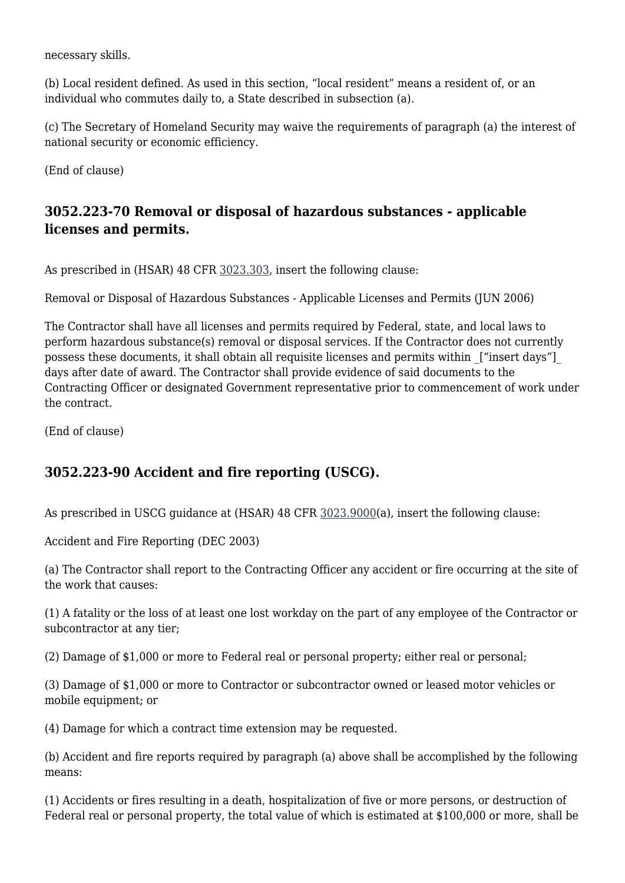necessary skills.

(b) Local resident defined. As used in this section, “local resident” means a resident of, or an individual who commutes daily to, a State described in subsection (a).

(c) The Secretary of Homeland Security may waive the requirements of paragraph (a) the interest of national security or economic efficiency.

(End of clause)

### 3052.223-70 Removal or disposal of hazardous substances - applicable licenses and permits.

As prescribed in (HSAR) 48 CFR 3023.303, insert the following clause:

Removal or Disposal of Hazardous Substances - Applicable Licenses and Permits (JUN 2006)

The Contractor shall have all licenses and permits required by Federal, state, and local laws to perform hazardous substance(s) removal or disposal services. If the Contractor does not currently possess these documents, it shall obtain all requisite licenses and permits within _[“insert days”]_ days after date of award. The Contractor shall provide evidence of said documents to the Contracting Officer or designated Government representative prior to commencement of work under the contract.

(End of clause)

### 3052.223-90 Accident and fire reporting (USCG).

As prescribed in USCG guidance at (HSAR) 48 CFR 3023.9000(a), insert the following clause:

Accident and Fire Reporting (DEC 2003)

(a) The Contractor shall report to the Contracting Officer any accident or fire occurring at the site of the work that causes:

(1) A fatality or the loss of at least one lost workday on the part of any employee of the Contractor or subcontractor at any tier;

(2) Damage of $1,000 or more to Federal real or personal property; either real or personal;

(3) Damage of $1,000 or more to Contractor or subcontractor owned or leased motor vehicles or mobile equipment; or

(4) Damage for which a contract time extension may be requested.

(b) Accident and fire reports required by paragraph (a) above shall be accomplished by the following means:

(1) Accidents or fires resulting in a death, hospitalization of five or more persons, or destruction of Federal real or personal property, the total value of which is estimated at $100,000 or more, shall be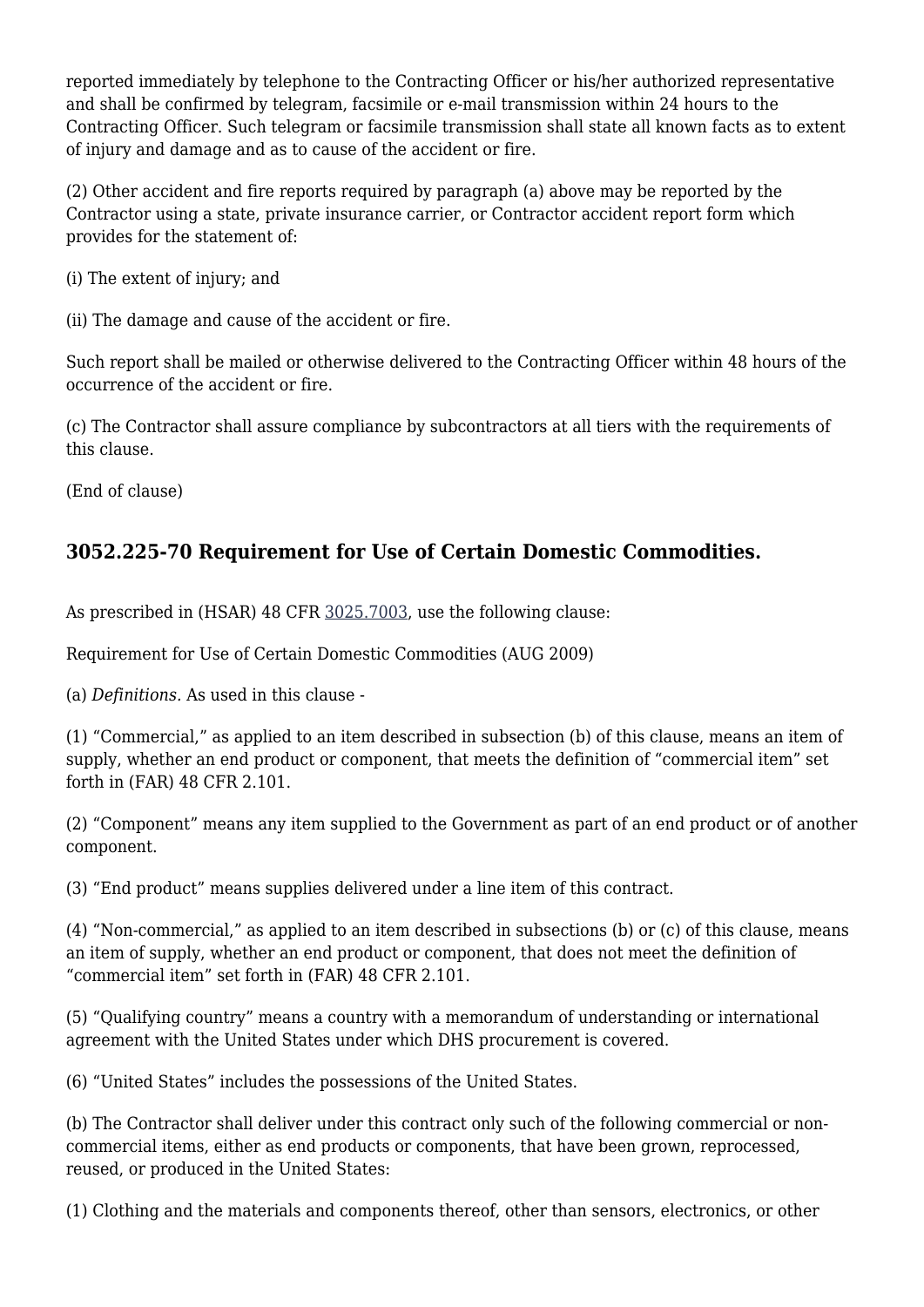reported immediately by telephone to the Contracting Officer or his/her authorized representative and shall be confirmed by telegram, facsimile or e-mail transmission within 24 hours to the Contracting Officer. Such telegram or facsimile transmission shall state all known facts as to extent of injury and damage and as to cause of the accident or fire.

(2) Other accident and fire reports required by paragraph (a) above may be reported by the Contractor using a state, private insurance carrier, or Contractor accident report form which provides for the statement of:

(i) The extent of injury; and

(ii) The damage and cause of the accident or fire.

Such report shall be mailed or otherwise delivered to the Contracting Officer within 48 hours of the occurrence of the accident or fire.

(c) The Contractor shall assure compliance by subcontractors at all tiers with the requirements of this clause.

(End of clause)

### 3052.225-70 Requirement for Use of Certain Domestic Commodities.

As prescribed in (HSAR) 48 CFR 3025.7003, use the following clause:

Requirement for Use of Certain Domestic Commodities (AUG 2009)

(a) *Definitions.* As used in this clause -

(1) "Commercial," as applied to an item described in subsection (b) of this clause, means an item of supply, whether an end product or component, that meets the definition of "commercial item" set forth in (FAR) 48 CFR 2.101.

(2) "Component" means any item supplied to the Government as part of an end product or of another component.

(3) "End product" means supplies delivered under a line item of this contract.

(4) "Non-commercial," as applied to an item described in subsections (b) or (c) of this clause, means an item of supply, whether an end product or component, that does not meet the definition of "commercial item" set forth in (FAR) 48 CFR 2.101.

(5) "Qualifying country" means a country with a memorandum of understanding or international agreement with the United States under which DHS procurement is covered.

(6) "United States" includes the possessions of the United States.

(b) The Contractor shall deliver under this contract only such of the following commercial or non-commercial items, either as end products or components, that have been grown, reprocessed, reused, or produced in the United States:

(1) Clothing and the materials and components thereof, other than sensors, electronics, or other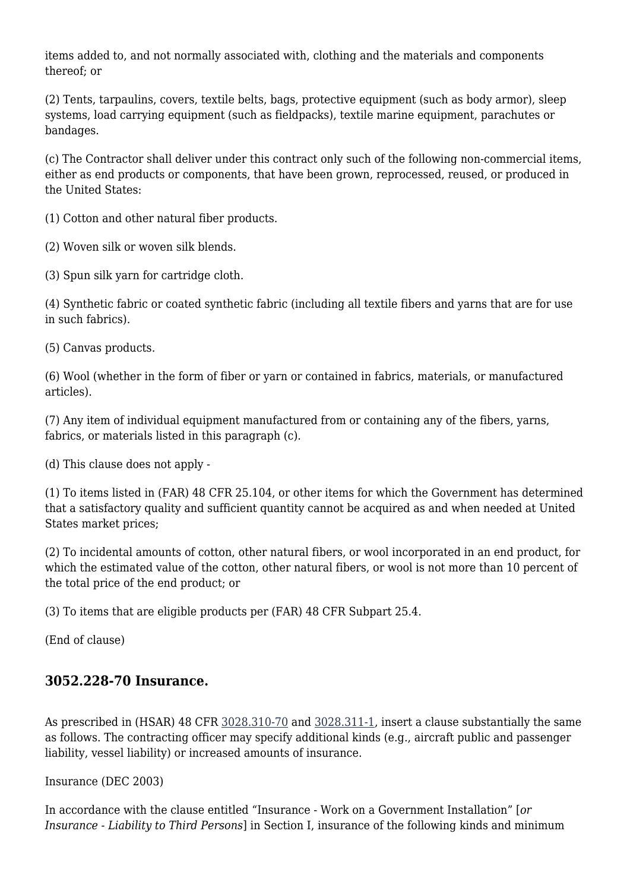items added to, and not normally associated with, clothing and the materials and components thereof; or

(2) Tents, tarpaulins, covers, textile belts, bags, protective equipment (such as body armor), sleep systems, load carrying equipment (such as fieldpacks), textile marine equipment, parachutes or bandages.

(c) The Contractor shall deliver under this contract only such of the following non-commercial items, either as end products or components, that have been grown, reprocessed, reused, or produced in the United States:

(1) Cotton and other natural fiber products.

(2) Woven silk or woven silk blends.

(3) Spun silk yarn for cartridge cloth.

(4) Synthetic fabric or coated synthetic fabric (including all textile fibers and yarns that are for use in such fabrics).

(5) Canvas products.

(6) Wool (whether in the form of fiber or yarn or contained in fabrics, materials, or manufactured articles).

(7) Any item of individual equipment manufactured from or containing any of the fibers, yarns, fabrics, or materials listed in this paragraph (c).

(d) This clause does not apply -

(1) To items listed in (FAR) 48 CFR 25.104, or other items for which the Government has determined that a satisfactory quality and sufficient quantity cannot be acquired as and when needed at United States market prices;

(2) To incidental amounts of cotton, other natural fibers, or wool incorporated in an end product, for which the estimated value of the cotton, other natural fibers, or wool is not more than 10 percent of the total price of the end product; or

(3) To items that are eligible products per (FAR) 48 CFR Subpart 25.4.

(End of clause)

### 3052.228-70 Insurance.

As prescribed in (HSAR) 48 CFR 3028.310-70 and 3028.311-1, insert a clause substantially the same as follows. The contracting officer may specify additional kinds (e.g., aircraft public and passenger liability, vessel liability) or increased amounts of insurance.

Insurance (DEC 2003)

In accordance with the clause entitled "Insurance - Work on a Government Installation" [*or Insurance - Liability to Third Persons*] in Section I, insurance of the following kinds and minimum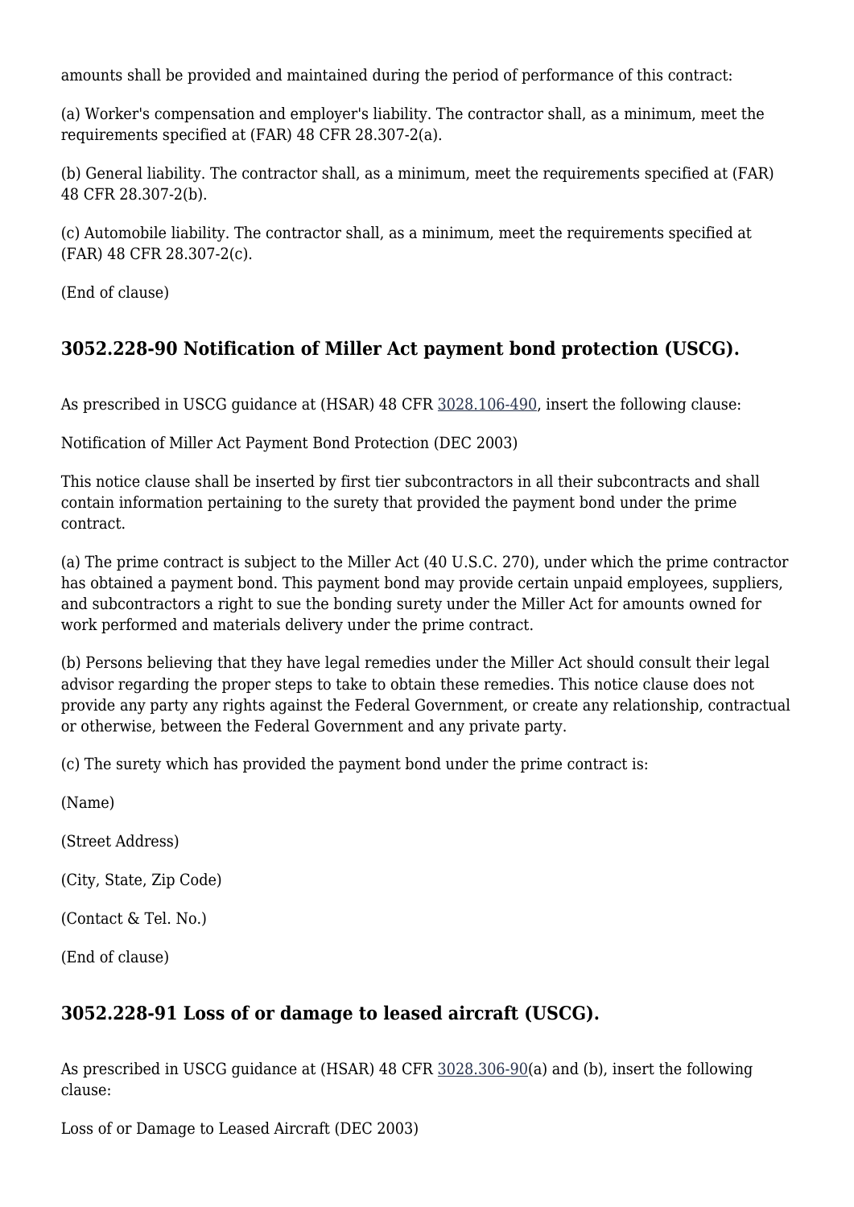amounts shall be provided and maintained during the period of performance of this contract:

(a) Worker's compensation and employer's liability. The contractor shall, as a minimum, meet the requirements specified at (FAR) 48 CFR 28.307-2(a).

(b) General liability. The contractor shall, as a minimum, meet the requirements specified at (FAR) 48 CFR 28.307-2(b).

(c) Automobile liability. The contractor shall, as a minimum, meet the requirements specified at (FAR) 48 CFR 28.307-2(c).

(End of clause)

## 3052.228-90 Notification of Miller Act payment bond protection (USCG).

As prescribed in USCG guidance at (HSAR) 48 CFR 3028.106-490, insert the following clause:

Notification of Miller Act Payment Bond Protection (DEC 2003)

This notice clause shall be inserted by first tier subcontractors in all their subcontracts and shall contain information pertaining to the surety that provided the payment bond under the prime contract.

(a) The prime contract is subject to the Miller Act (40 U.S.C. 270), under which the prime contractor has obtained a payment bond. This payment bond may provide certain unpaid employees, suppliers, and subcontractors a right to sue the bonding surety under the Miller Act for amounts owned for work performed and materials delivery under the prime contract.

(b) Persons believing that they have legal remedies under the Miller Act should consult their legal advisor regarding the proper steps to take to obtain these remedies. This notice clause does not provide any party any rights against the Federal Government, or create any relationship, contractual or otherwise, between the Federal Government and any private party.

(c) The surety which has provided the payment bond under the prime contract is:

(Name)

(Street Address)

(City, State, Zip Code)

(Contact & Tel. No.)

(End of clause)

## 3052.228-91 Loss of or damage to leased aircraft (USCG).

As prescribed in USCG guidance at (HSAR) 48 CFR 3028.306-90(a) and (b), insert the following clause:

Loss of or Damage to Leased Aircraft (DEC 2003)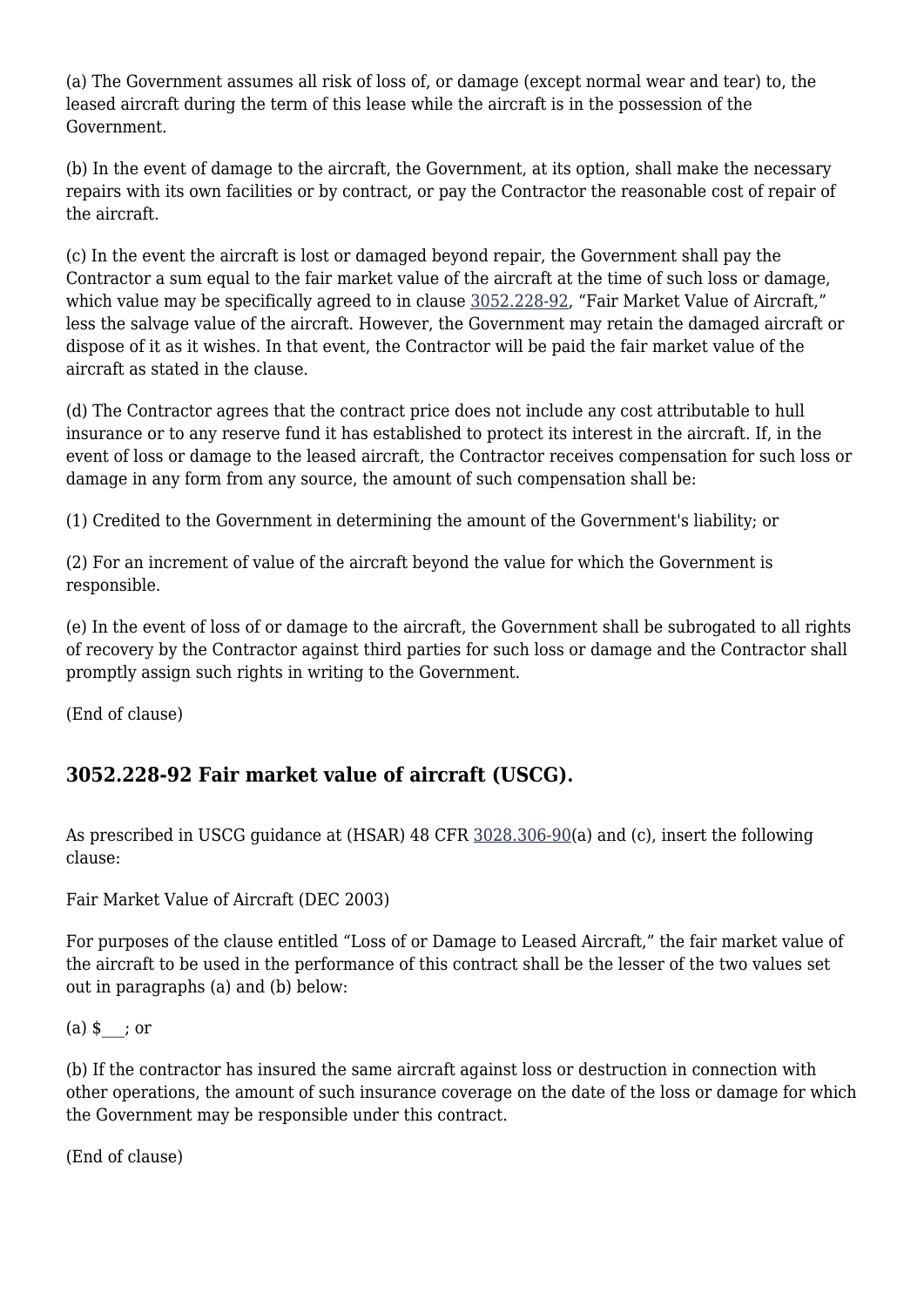(a) The Government assumes all risk of loss of, or damage (except normal wear and tear) to, the leased aircraft during the term of this lease while the aircraft is in the possession of the Government.

(b) In the event of damage to the aircraft, the Government, at its option, shall make the necessary repairs with its own facilities or by contract, or pay the Contractor the reasonable cost of repair of the aircraft.

(c) In the event the aircraft is lost or damaged beyond repair, the Government shall pay the Contractor a sum equal to the fair market value of the aircraft at the time of such loss or damage, which value may be specifically agreed to in clause 3052.228-92, "Fair Market Value of Aircraft," less the salvage value of the aircraft. However, the Government may retain the damaged aircraft or dispose of it as it wishes. In that event, the Contractor will be paid the fair market value of the aircraft as stated in the clause.

(d) The Contractor agrees that the contract price does not include any cost attributable to hull insurance or to any reserve fund it has established to protect its interest in the aircraft. If, in the event of loss or damage to the leased aircraft, the Contractor receives compensation for such loss or damage in any form from any source, the amount of such compensation shall be:

(1) Credited to the Government in determining the amount of the Government's liability; or

(2) For an increment of value of the aircraft beyond the value for which the Government is responsible.

(e) In the event of loss of or damage to the aircraft, the Government shall be subrogated to all rights of recovery by the Contractor against third parties for such loss or damage and the Contractor shall promptly assign such rights in writing to the Government.

(End of clause)

### 3052.228-92 Fair market value of aircraft (USCG).

As prescribed in USCG guidance at (HSAR) 48 CFR 3028.306-90(a) and (c), insert the following clause:

Fair Market Value of Aircraft (DEC 2003)

For purposes of the clause entitled "Loss of or Damage to Leased Aircraft," the fair market value of the aircraft to be used in the performance of this contract shall be the lesser of the two values set out in paragraphs (a) and (b) below:

(a) $___; or

(b) If the contractor has insured the same aircraft against loss or destruction in connection with other operations, the amount of such insurance coverage on the date of the loss or damage for which the Government may be responsible under this contract.

(End of clause)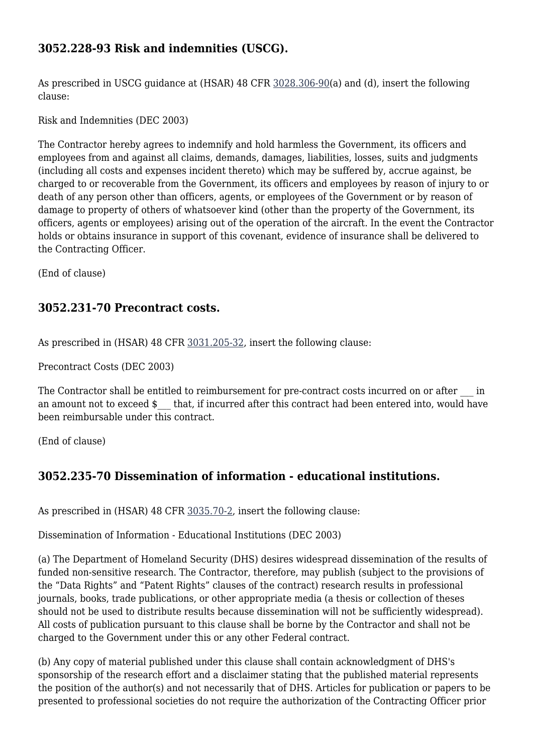### 3052.228-93 Risk and indemnities (USCG).

As prescribed in USCG guidance at (HSAR) 48 CFR 3028.306-90(a) and (d), insert the following clause:

Risk and Indemnities (DEC 2003)

The Contractor hereby agrees to indemnify and hold harmless the Government, its officers and employees from and against all claims, demands, damages, liabilities, losses, suits and judgments (including all costs and expenses incident thereto) which may be suffered by, accrue against, be charged to or recoverable from the Government, its officers and employees by reason of injury to or death of any person other than officers, agents, or employees of the Government or by reason of damage to property of others of whatsoever kind (other than the property of the Government, its officers, agents or employees) arising out of the operation of the aircraft. In the event the Contractor holds or obtains insurance in support of this covenant, evidence of insurance shall be delivered to the Contracting Officer.

(End of clause)

### 3052.231-70 Precontract costs.

As prescribed in (HSAR) 48 CFR 3031.205-32, insert the following clause:

Precontract Costs (DEC 2003)

The Contractor shall be entitled to reimbursement for pre-contract costs incurred on or after ___ in an amount not to exceed $___ that, if incurred after this contract had been entered into, would have been reimbursable under this contract.

(End of clause)

### 3052.235-70 Dissemination of information - educational institutions.

As prescribed in (HSAR) 48 CFR 3035.70-2, insert the following clause:

Dissemination of Information - Educational Institutions (DEC 2003)

(a) The Department of Homeland Security (DHS) desires widespread dissemination of the results of funded non-sensitive research. The Contractor, therefore, may publish (subject to the provisions of the “Data Rights” and “Patent Rights” clauses of the contract) research results in professional journals, books, trade publications, or other appropriate media (a thesis or collection of theses should not be used to distribute results because dissemination will not be sufficiently widespread). All costs of publication pursuant to this clause shall be borne by the Contractor and shall not be charged to the Government under this or any other Federal contract.

(b) Any copy of material published under this clause shall contain acknowledgment of DHS's sponsorship of the research effort and a disclaimer stating that the published material represents the position of the author(s) and not necessarily that of DHS. Articles for publication or papers to be presented to professional societies do not require the authorization of the Contracting Officer prior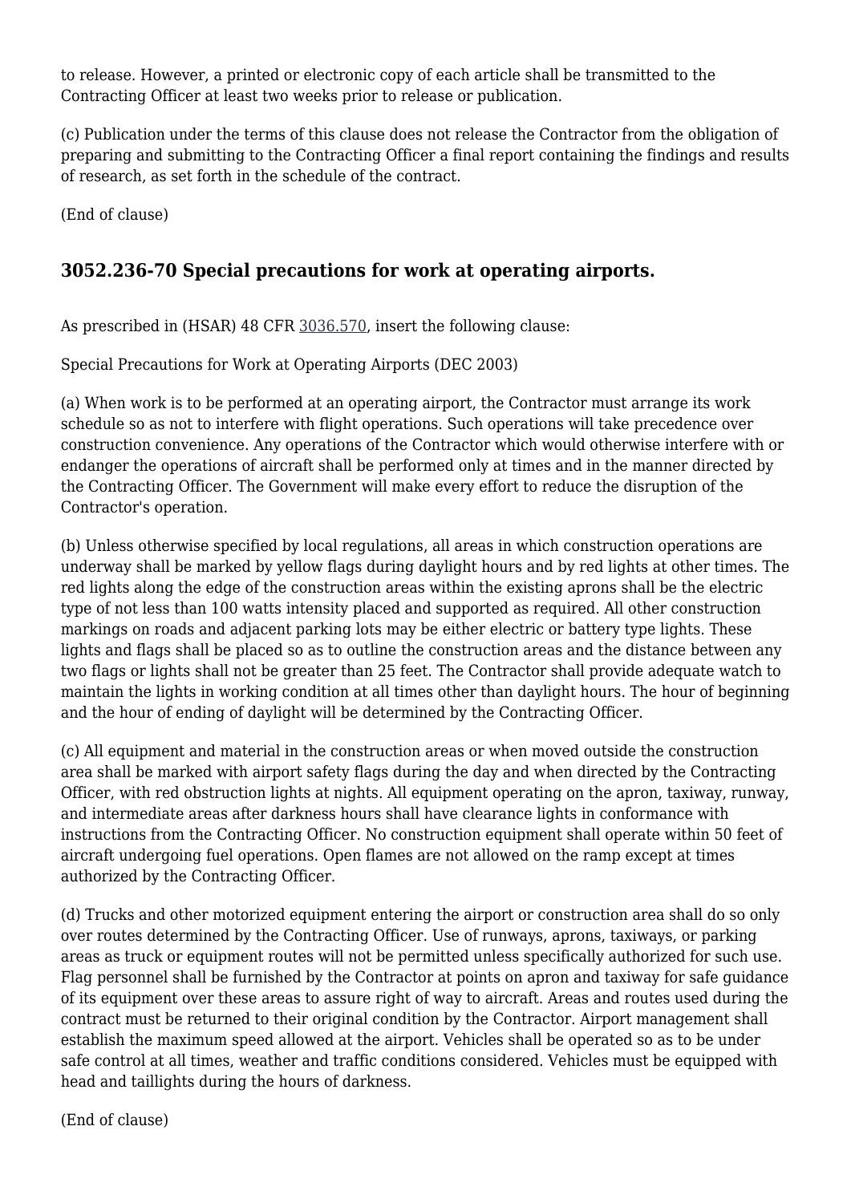to release. However, a printed or electronic copy of each article shall be transmitted to the Contracting Officer at least two weeks prior to release or publication.

(c) Publication under the terms of this clause does not release the Contractor from the obligation of preparing and submitting to the Contracting Officer a final report containing the findings and results of research, as set forth in the schedule of the contract.

(End of clause)

## 3052.236-70 Special precautions for work at operating airports.

As prescribed in (HSAR) 48 CFR 3036.570, insert the following clause:

Special Precautions for Work at Operating Airports (DEC 2003)

(a) When work is to be performed at an operating airport, the Contractor must arrange its work schedule so as not to interfere with flight operations. Such operations will take precedence over construction convenience. Any operations of the Contractor which would otherwise interfere with or endanger the operations of aircraft shall be performed only at times and in the manner directed by the Contracting Officer. The Government will make every effort to reduce the disruption of the Contractor's operation.

(b) Unless otherwise specified by local regulations, all areas in which construction operations are underway shall be marked by yellow flags during daylight hours and by red lights at other times. The red lights along the edge of the construction areas within the existing aprons shall be the electric type of not less than 100 watts intensity placed and supported as required. All other construction markings on roads and adjacent parking lots may be either electric or battery type lights. These lights and flags shall be placed so as to outline the construction areas and the distance between any two flags or lights shall not be greater than 25 feet. The Contractor shall provide adequate watch to maintain the lights in working condition at all times other than daylight hours. The hour of beginning and the hour of ending of daylight will be determined by the Contracting Officer.

(c) All equipment and material in the construction areas or when moved outside the construction area shall be marked with airport safety flags during the day and when directed by the Contracting Officer, with red obstruction lights at nights. All equipment operating on the apron, taxiway, runway, and intermediate areas after darkness hours shall have clearance lights in conformance with instructions from the Contracting Officer. No construction equipment shall operate within 50 feet of aircraft undergoing fuel operations. Open flames are not allowed on the ramp except at times authorized by the Contracting Officer.

(d) Trucks and other motorized equipment entering the airport or construction area shall do so only over routes determined by the Contracting Officer. Use of runways, aprons, taxiways, or parking areas as truck or equipment routes will not be permitted unless specifically authorized for such use. Flag personnel shall be furnished by the Contractor at points on apron and taxiway for safe guidance of its equipment over these areas to assure right of way to aircraft. Areas and routes used during the contract must be returned to their original condition by the Contractor. Airport management shall establish the maximum speed allowed at the airport. Vehicles shall be operated so as to be under safe control at all times, weather and traffic conditions considered. Vehicles must be equipped with head and taillights during the hours of darkness.

(End of clause)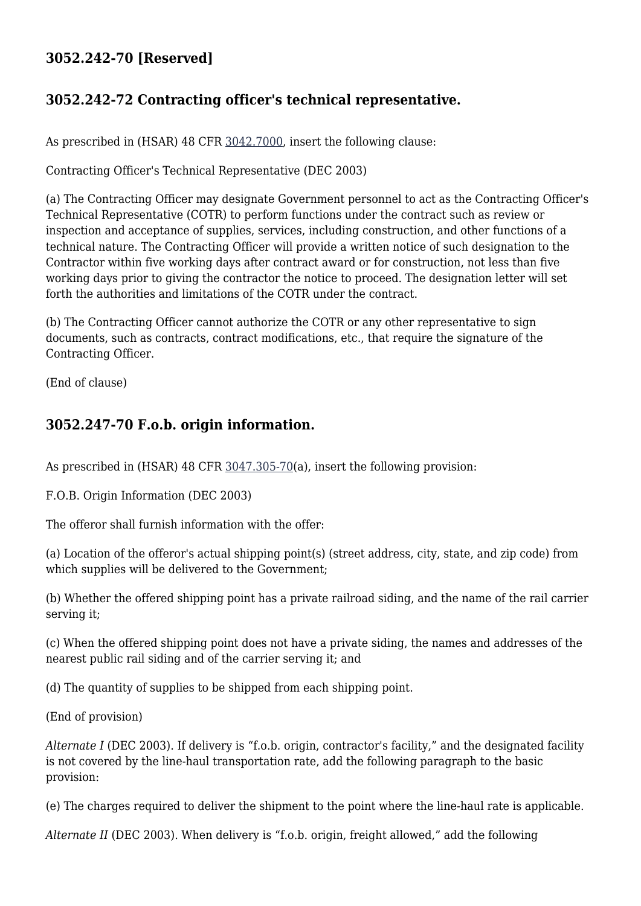## 3052.242-70 [Reserved]

## 3052.242-72 Contracting officer's technical representative.

As prescribed in (HSAR) 48 CFR 3042.7000, insert the following clause:

Contracting Officer's Technical Representative (DEC 2003)

(a) The Contracting Officer may designate Government personnel to act as the Contracting Officer's Technical Representative (COTR) to perform functions under the contract such as review or inspection and acceptance of supplies, services, including construction, and other functions of a technical nature. The Contracting Officer will provide a written notice of such designation to the Contractor within five working days after contract award or for construction, not less than five working days prior to giving the contractor the notice to proceed. The designation letter will set forth the authorities and limitations of the COTR under the contract.

(b) The Contracting Officer cannot authorize the COTR or any other representative to sign documents, such as contracts, contract modifications, etc., that require the signature of the Contracting Officer.

(End of clause)

## 3052.247-70 F.o.b. origin information.

As prescribed in (HSAR) 48 CFR 3047.305-70(a), insert the following provision:

F.O.B. Origin Information (DEC 2003)

The offeror shall furnish information with the offer:

(a) Location of the offeror's actual shipping point(s) (street address, city, state, and zip code) from which supplies will be delivered to the Government;

(b) Whether the offered shipping point has a private railroad siding, and the name of the rail carrier serving it;

(c) When the offered shipping point does not have a private siding, the names and addresses of the nearest public rail siding and of the carrier serving it; and

(d) The quantity of supplies to be shipped from each shipping point.

(End of provision)

*Alternate I* (DEC 2003). If delivery is “f.o.b. origin, contractor's facility,” and the designated facility is not covered by the line-haul transportation rate, add the following paragraph to the basic provision:

(e) The charges required to deliver the shipment to the point where the line-haul rate is applicable.

*Alternate II* (DEC 2003). When delivery is “f.o.b. origin, freight allowed,” add the following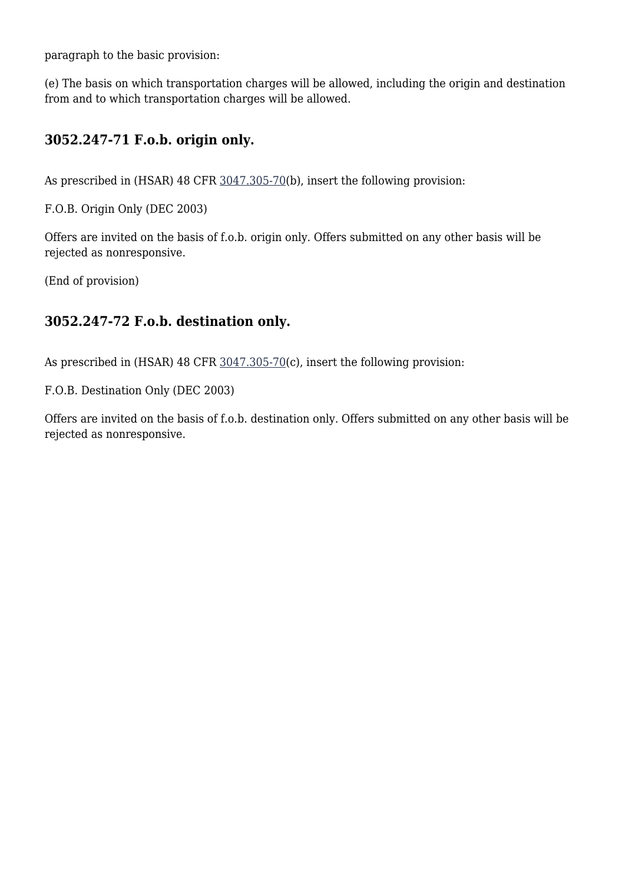paragraph to the basic provision:

(e) The basis on which transportation charges will be allowed, including the origin and destination from and to which transportation charges will be allowed.

### 3052.247-71 F.o.b. origin only.

As prescribed in (HSAR) 48 CFR 3047.305-70(b), insert the following provision:

F.O.B. Origin Only (DEC 2003)

Offers are invited on the basis of f.o.b. origin only. Offers submitted on any other basis will be rejected as nonresponsive.

(End of provision)

### 3052.247-72 F.o.b. destination only.

As prescribed in (HSAR) 48 CFR 3047.305-70(c), insert the following provision:

F.O.B. Destination Only (DEC 2003)

Offers are invited on the basis of f.o.b. destination only. Offers submitted on any other basis will be rejected as nonresponsive.